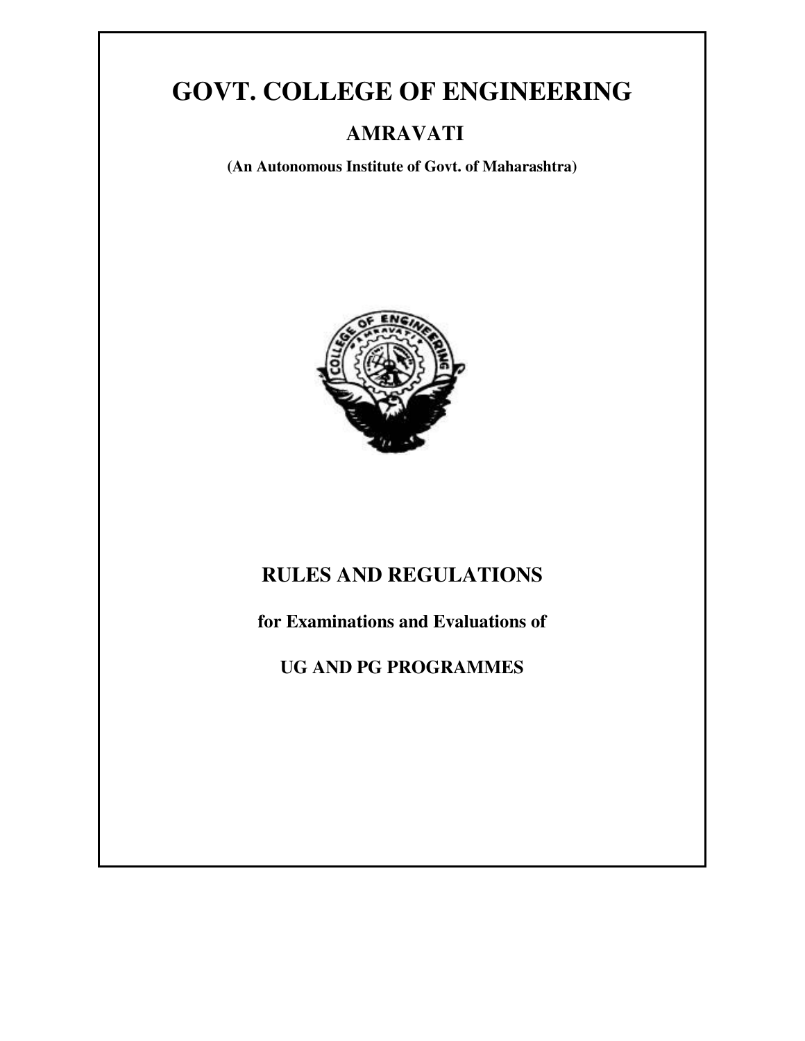# GOVT. COLLEGE OF ENGINEERING

## AMRAVATI

**(An Autonomous Institute of Govt. of Maharashtra)**

## RULES AND REGULATIONS

**for Examinations and Evaluations of**

**UG AND PG PROGRAMMES**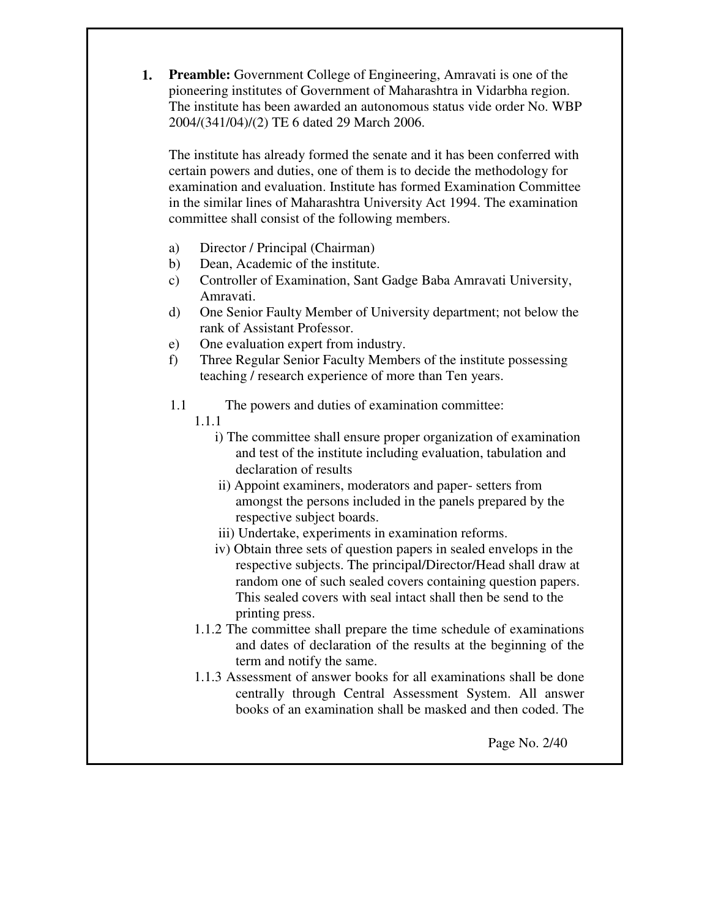**1. Preamble:** Government College of Engineering, Amravati is one of the pioneering institutes of Government of Maharashtra in Vidarbha region. The institute has been awarded an autonomous status vide order No. WBP 2004/(341/04)/(2) TE 6 dated 29 March 2006.

The institute has already formed the senate and it has been conferred with certain powers and duties, one of them is to decide the methodology for examination and evaluation. Institute has formed Examination Committee in the similar lines of Maharashtra University Act 1994. The examination committee shall consist of the following members.

a) Director / Principal (Chairman)
b) Dean, Academic of the institute.
c) Controller of Examination, Sant Gadge Baba Amravati University, Amravati.
d) One Senior Faulty Member of University department; not below the rank of Assistant Professor.
e) One evaluation expert from industry.
f) Three Regular Senior Faculty Members of the institute possessing teaching / research experience of more than Ten years.

1.1 The powers and duties of examination committee:

1.1.1

i) The committee shall ensure proper organization of examination and test of the institute including evaluation, tabulation and declaration of results

ii) Appoint examiners, moderators and paper- setters from amongst the persons included in the panels prepared by the respective subject boards.

iii) Undertake, experiments in examination reforms.

iv) Obtain three sets of question papers in sealed envelops in the respective subjects. The principal/Director/Head shall draw at random one of such sealed covers containing question papers. This sealed covers with seal intact shall then be send to the printing press.

1.1.2 The committee shall prepare the time schedule of examinations and dates of declaration of the results at the beginning of the term and notify the same.

1.1.3 Assessment of answer books for all examinations shall be done centrally through Central Assessment System. All answer books of an examination shall be masked and then coded. The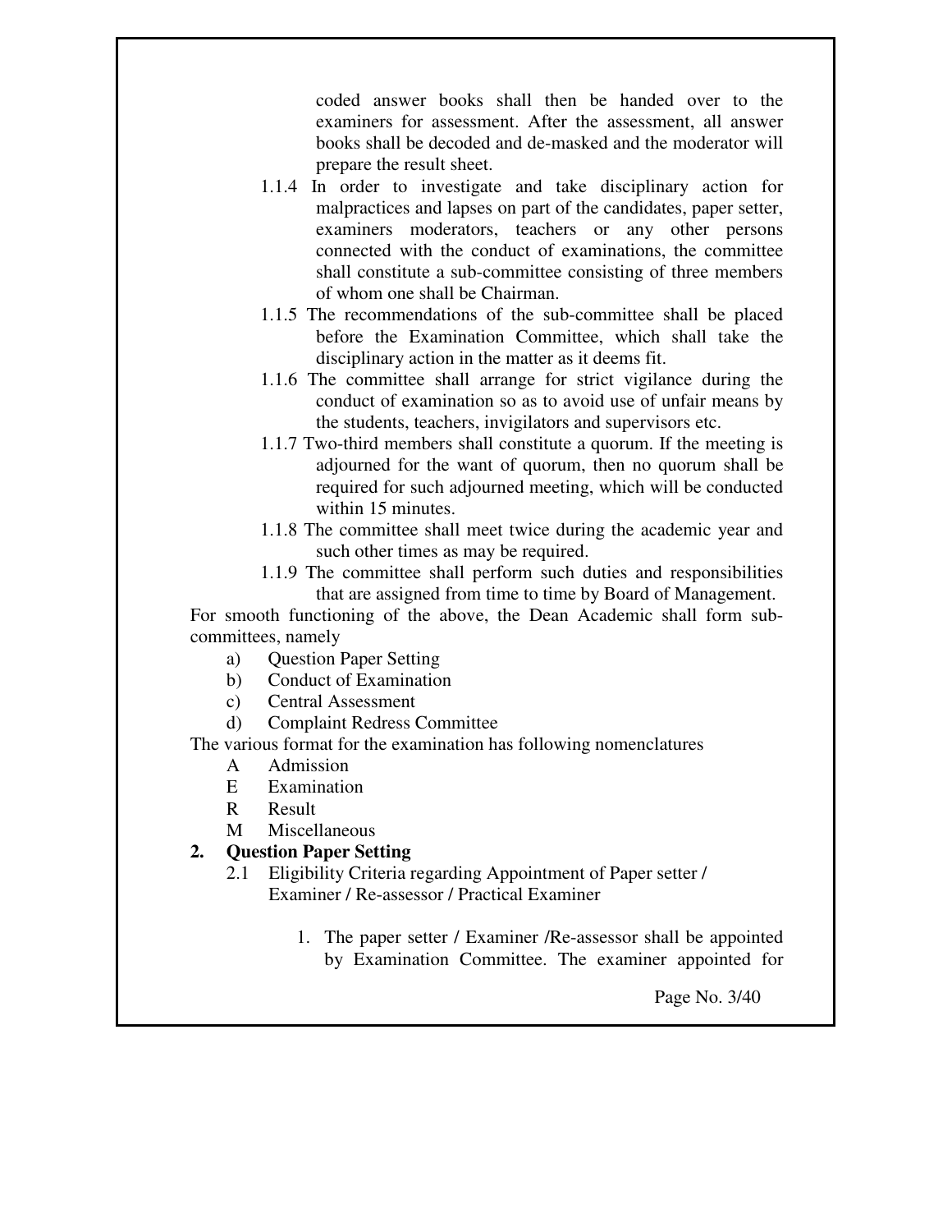coded answer books shall then be handed over to the examiners for assessment. After the assessment, all answer books shall be decoded and de-masked and the moderator will prepare the result sheet.

1.1.4 In order to investigate and take disciplinary action for malpractices and lapses on part of the candidates, paper setter, examiners moderators, teachers or any other persons connected with the conduct of examinations, the committee shall constitute a sub-committee consisting of three members of whom one shall be Chairman.

1.1.5 The recommendations of the sub-committee shall be placed before the Examination Committee, which shall take the disciplinary action in the matter as it deems fit.

1.1.6 The committee shall arrange for strict vigilance during the conduct of examination so as to avoid use of unfair means by the students, teachers, invigilators and supervisors etc.

1.1.7 Two-third members shall constitute a quorum. If the meeting is adjourned for the want of quorum, then no quorum shall be required for such adjourned meeting, which will be conducted within 15 minutes.

1.1.8 The committee shall meet twice during the academic year and such other times as may be required.

1.1.9 The committee shall perform such duties and responsibilities that are assigned from time to time by Board of Management.

For smooth functioning of the above, the Dean Academic shall form sub-committees, namely

a) Question Paper Setting
b) Conduct of Examination
c) Central Assessment
d) Complaint Redress Committee

The various format for the examination has following nomenclatures

- A Admission
- E Examination
- R Result
- M Miscellaneous

## 2. Question Paper Setting

2.1 Eligibility Criteria regarding Appointment of Paper setter / Examiner / Re-assessor / Practical Examiner

1. The paper setter / Examiner /Re-assessor shall be appointed by Examination Committee. The examiner appointed for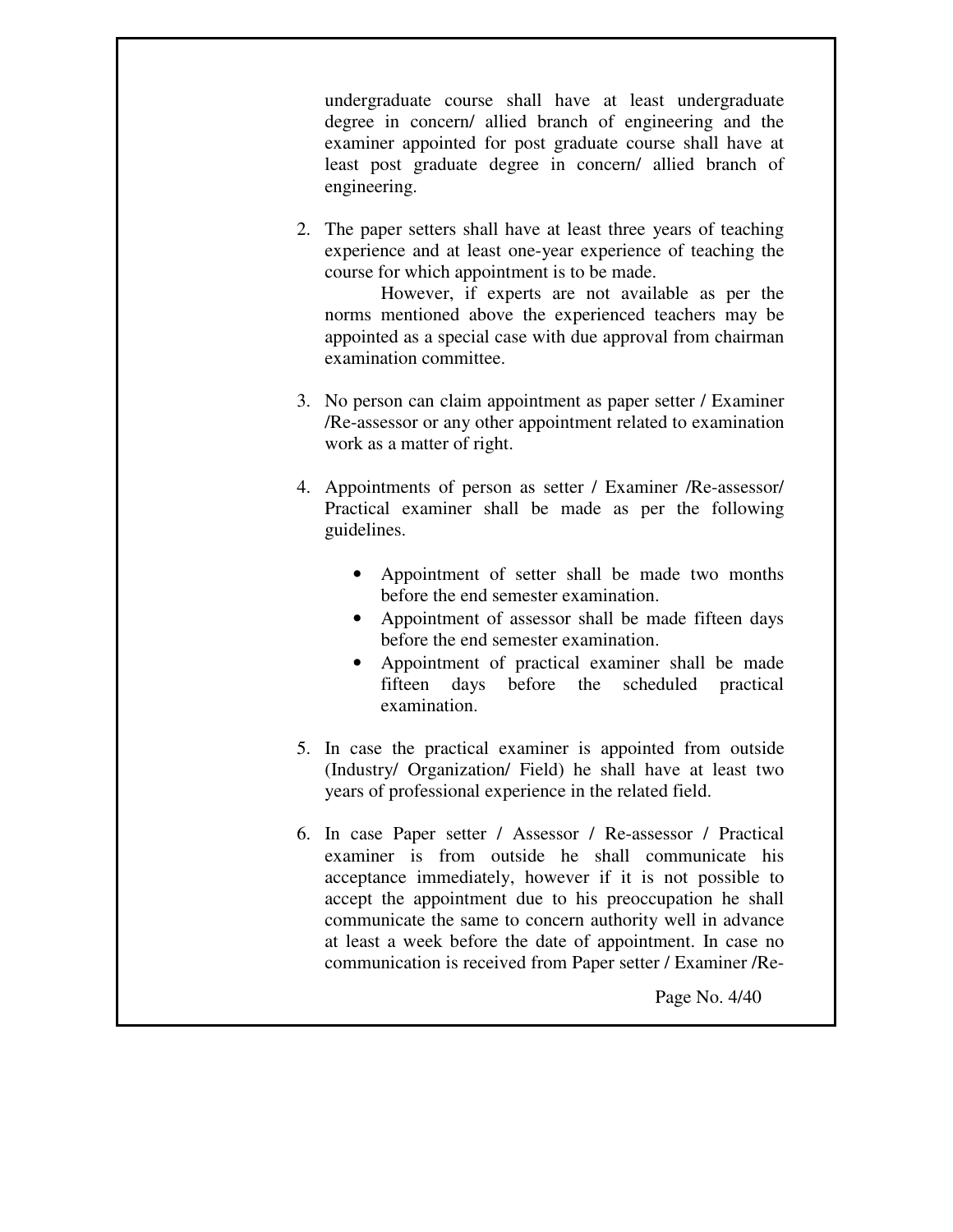undergraduate course shall have at least undergraduate degree in concern/ allied branch of engineering and the examiner appointed for post graduate course shall have at least post graduate degree in concern/ allied branch of engineering.

2. The paper setters shall have at least three years of teaching experience and at least one-year experience of teaching the course for which appointment is to be made.

   However, if experts are not available as per the norms mentioned above the experienced teachers may be appointed as a special case with due approval from chairman examination committee.

3. No person can claim appointment as paper setter / Examiner /Re-assessor or any other appointment related to examination work as a matter of right.

4. Appointments of person as setter / Examiner /Re-assessor/ Practical examiner shall be made as per the following guidelines.

   - Appointment of setter shall be made two months before the end semester examination.
   - Appointment of assessor shall be made fifteen days before the end semester examination.
   - Appointment of practical examiner shall be made fifteen days before the scheduled practical examination.

5. In case the practical examiner is appointed from outside (Industry/ Organization/ Field) he shall have at least two years of professional experience in the related field.

6. In case Paper setter / Assessor / Re-assessor / Practical examiner is from outside he shall communicate his acceptance immediately, however if it is not possible to accept the appointment due to his preoccupation he shall communicate the same to concern authority well in advance at least a week before the date of appointment. In case no communication is received from Paper setter / Examiner /Re-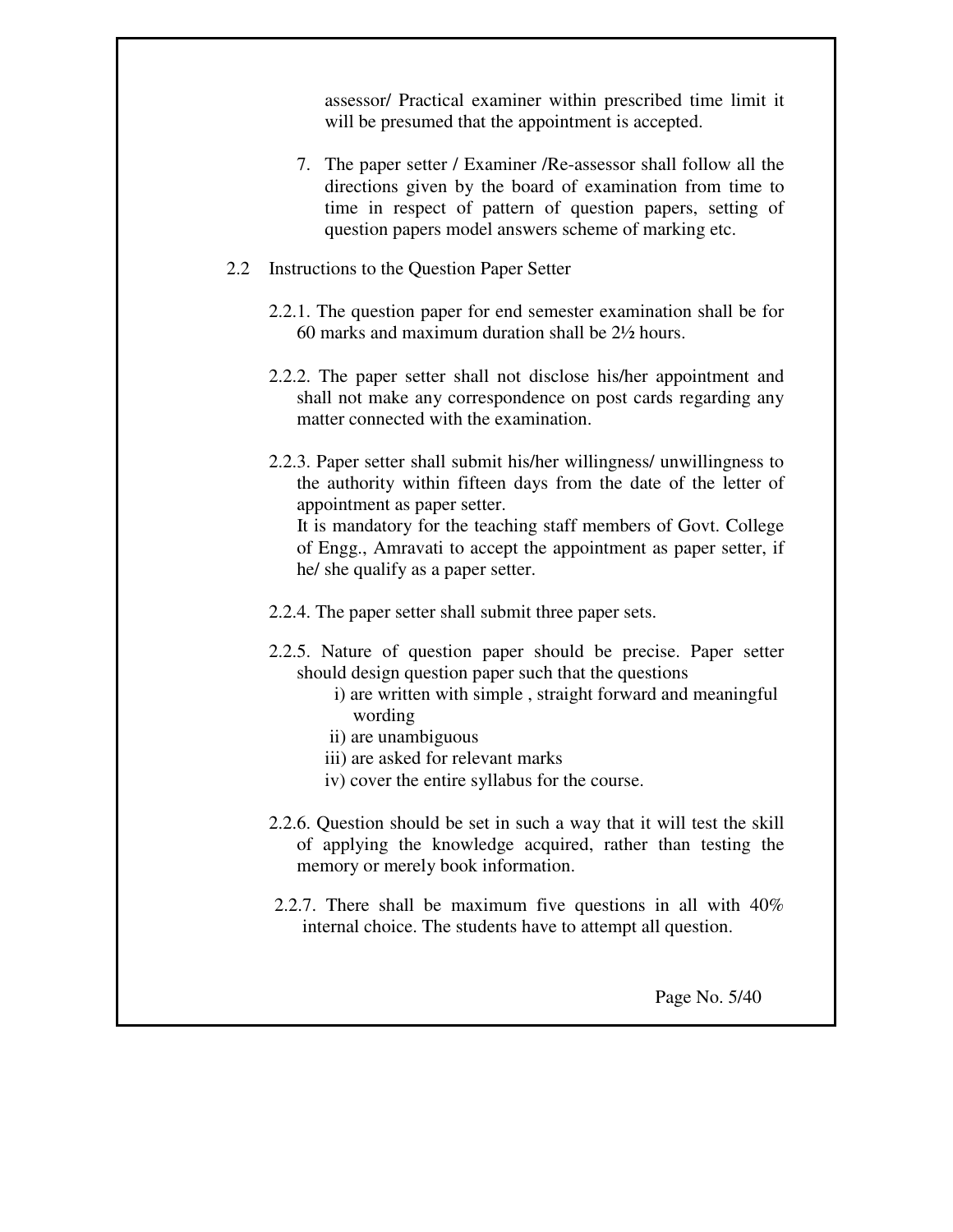assessor/ Practical examiner within prescribed time limit it will be presumed that the appointment is accepted.

7. The paper setter / Examiner /Re-assessor shall follow all the directions given by the board of examination from time to time in respect of pattern of question papers, setting of question papers model answers scheme of marking etc.

## 2.2 Instructions to the Question Paper Setter

2.2.1. The question paper for end semester examination shall be for 60 marks and maximum duration shall be 2½ hours.

2.2.2. The paper setter shall not disclose his/her appointment and shall not make any correspondence on post cards regarding any matter connected with the examination.

2.2.3. Paper setter shall submit his/her willingness/ unwillingness to the authority within fifteen days from the date of the letter of appointment as paper setter.
It is mandatory for the teaching staff members of Govt. College of Engg., Amravati to accept the appointment as paper setter, if he/ she qualify as a paper setter.

2.2.4. The paper setter shall submit three paper sets.

2.2.5. Nature of question paper should be precise. Paper setter should design question paper such that the questions

- i) are written with simple , straight forward and meaningful wording
- ii) are unambiguous
- iii) are asked for relevant marks
- iv) cover the entire syllabus for the course.

2.2.6. Question should be set in such a way that it will test the skill of applying the knowledge acquired, rather than testing the memory or merely book information.

2.2.7. There shall be maximum five questions in all with 40% internal choice. The students have to attempt all question.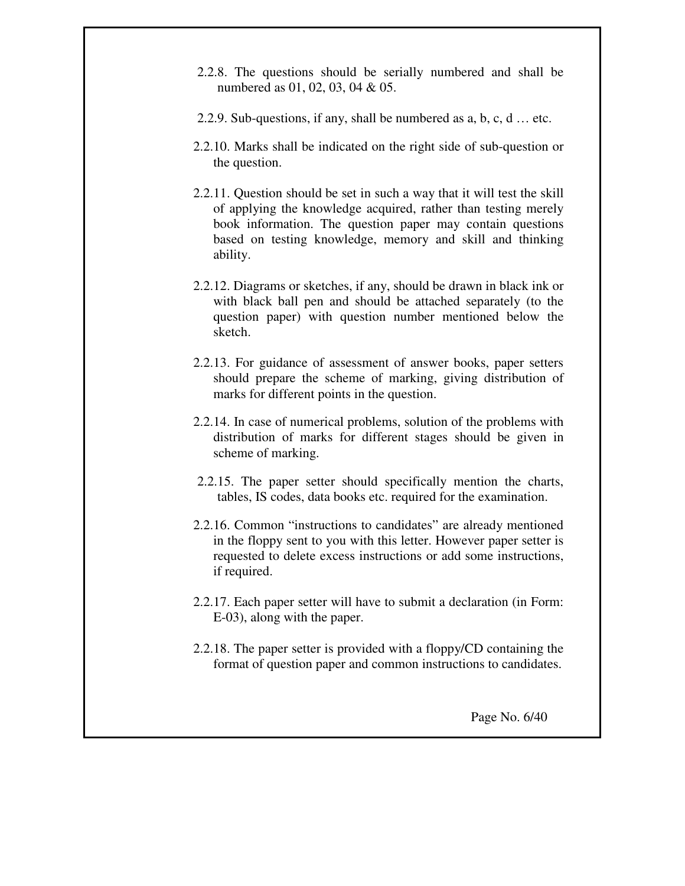2.2.8. The questions should be serially numbered and shall be numbered as 01, 02, 03, 04 & 05.

2.2.9. Sub-questions, if any, shall be numbered as a, b, c, d … etc.

2.2.10. Marks shall be indicated on the right side of sub-question or the question.

2.2.11. Question should be set in such a way that it will test the skill of applying the knowledge acquired, rather than testing merely book information. The question paper may contain questions based on testing knowledge, memory and skill and thinking ability.

2.2.12. Diagrams or sketches, if any, should be drawn in black ink or with black ball pen and should be attached separately (to the question paper) with question number mentioned below the sketch.

2.2.13. For guidance of assessment of answer books, paper setters should prepare the scheme of marking, giving distribution of marks for different points in the question.

2.2.14. In case of numerical problems, solution of the problems with distribution of marks for different stages should be given in scheme of marking.

2.2.15. The paper setter should specifically mention the charts, tables, IS codes, data books etc. required for the examination.

2.2.16. Common "instructions to candidates" are already mentioned in the floppy sent to you with this letter. However paper setter is requested to delete excess instructions or add some instructions, if required.

2.2.17. Each paper setter will have to submit a declaration (in Form: E-03), along with the paper.

2.2.18. The paper setter is provided with a floppy/CD containing the format of question paper and common instructions to candidates.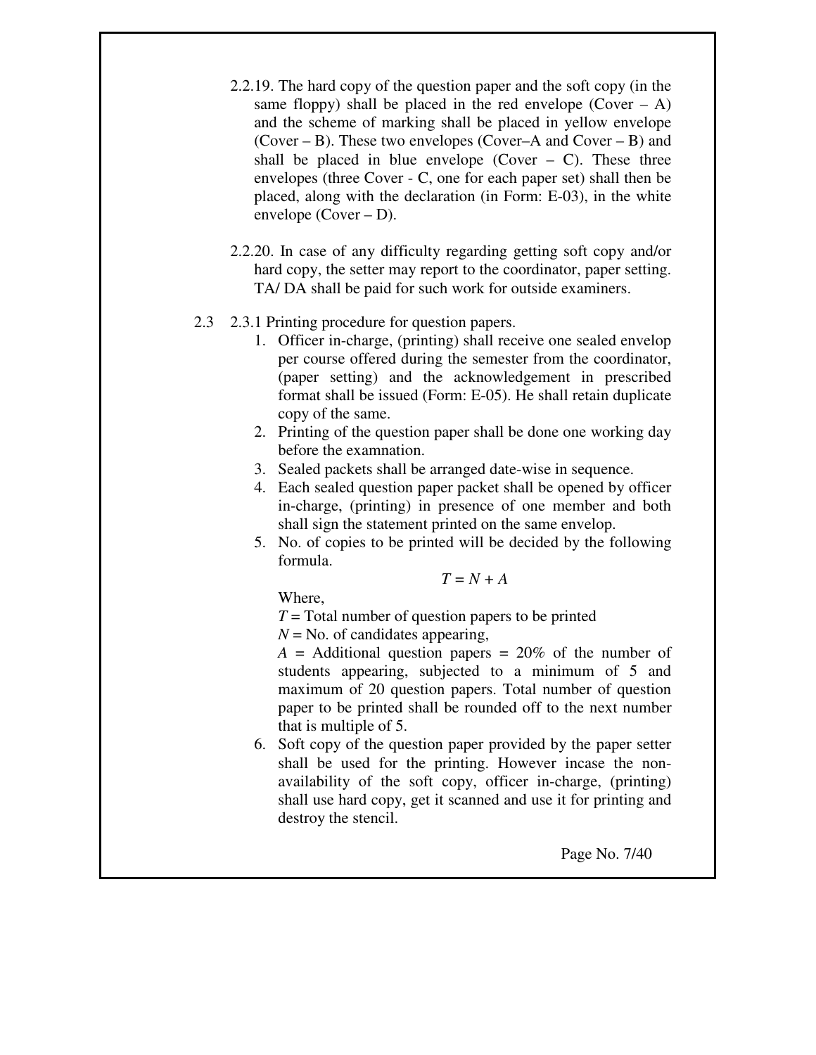2.2.19. The hard copy of the question paper and the soft copy (in the same floppy) shall be placed in the red envelope (Cover – A) and the scheme of marking shall be placed in yellow envelope (Cover – B). These two envelopes (Cover–A and Cover – B) and shall be placed in blue envelope (Cover – C). These three envelopes (three Cover - C, one for each paper set) shall then be placed, along with the declaration (in Form: E-03), in the white envelope (Cover – D).

2.2.20. In case of any difficulty regarding getting soft copy and/or hard copy, the setter may report to the coordinator, paper setting. TA/ DA shall be paid for such work for outside examiners.

2.3 2.3.1 Printing procedure for question papers.

1. Officer in-charge, (printing) shall receive one sealed envelop per course offered during the semester from the coordinator, (paper setting) and the acknowledgement in prescribed format shall be issued (Form: E-05). He shall retain duplicate copy of the same.
2. Printing of the question paper shall be done one working day before the examnation.
3. Sealed packets shall be arranged date-wise in sequence.
4. Each sealed question paper packet shall be opened by officer in-charge, (printing) in presence of one member and both shall sign the statement printed on the same envelop.
5. No. of copies to be printed will be decided by the following formula.

   $$T = N + A$$

   Where,

   $T$ = Total number of question papers to be printed

   $N$ = No. of candidates appearing,

   $A$ = Additional question papers = 20% of the number of students appearing, subjected to a minimum of 5 and maximum of 20 question papers. Total number of question paper to be printed shall be rounded off to the next number that is multiple of 5.
6. Soft copy of the question paper provided by the paper setter shall be used for the printing. However incase the non-availability of the soft copy, officer in-charge, (printing) shall use hard copy, get it scanned and use it for printing and destroy the stencil.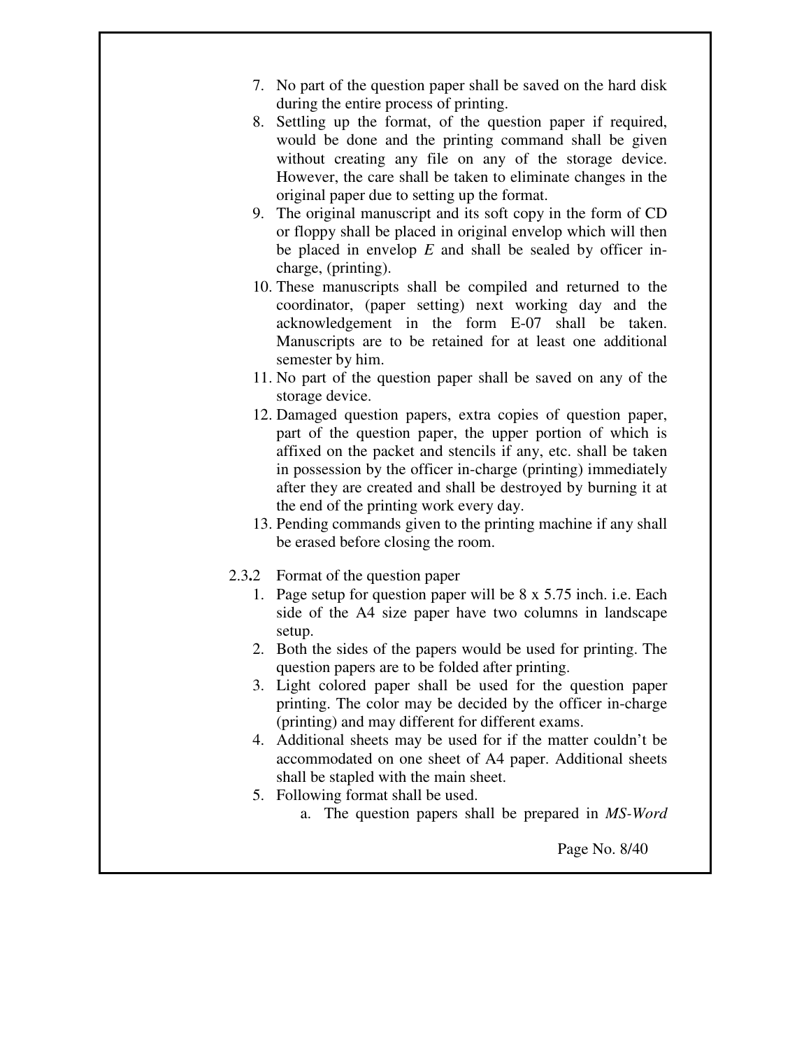7. No part of the question paper shall be saved on the hard disk during the entire process of printing.
8. Settling up the format, of the question paper if required, would be done and the printing command shall be given without creating any file on any of the storage device. However, the care shall be taken to eliminate changes in the original paper due to setting up the format.
9. The original manuscript and its soft copy in the form of CD or floppy shall be placed in original envelop which will then be placed in envelop *E* and shall be sealed by officer in-charge, (printing).
10. These manuscripts shall be compiled and returned to the coordinator, (paper setting) next working day and the acknowledgement in the form E-07 shall be taken. Manuscripts are to be retained for at least one additional semester by him.
11. No part of the question paper shall be saved on any of the storage device.
12. Damaged question papers, extra copies of question paper, part of the question paper, the upper portion of which is affixed on the packet and stencils if any, etc. shall be taken in possession by the officer in-charge (printing) immediately after they are created and shall be destroyed by burning it at the end of the printing work every day.
13. Pending commands given to the printing machine if any shall be erased before closing the room.

2.3**.**2 Format of the question paper

1. Page setup for question paper will be 8 x 5.75 inch. i.e. Each side of the A4 size paper have two columns in landscape setup.
2. Both the sides of the papers would be used for printing. The question papers are to be folded after printing.
3. Light colored paper shall be used for the question paper printing. The color may be decided by the officer in-charge (printing) and may different for different exams.
4. Additional sheets may be used for if the matter couldn't be accommodated on one sheet of A4 paper. Additional sheets shall be stapled with the main sheet.
5. Following format shall be used.
    a. The question papers shall be prepared in *MS-Word*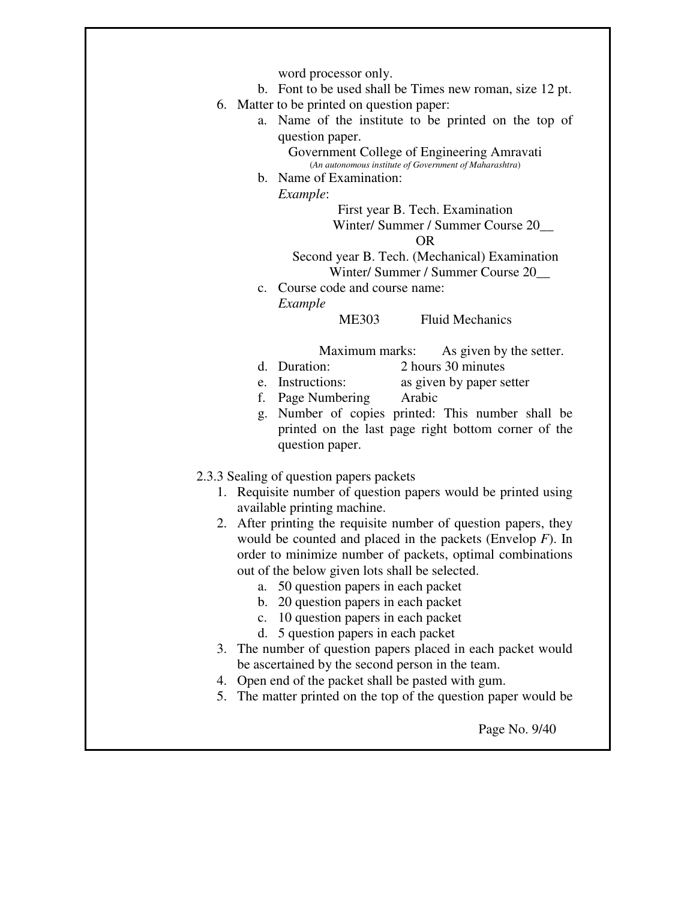word processor only.

   b. Font to be used shall be Times new roman, size 12 pt.

6. Matter to be printed on question paper:
   a. Name of the institute to be printed on the top of question paper.

      Government College of Engineering Amravati
      (*An autonomous institute of Government of Maharashtra*)

   b. Name of Examination:

      *Example*:

      First year B. Tech. Examination
      Winter/ Summer / Summer Course 20__
      OR
      Second year B. Tech. (Mechanical) Examination
      Winter/ Summer / Summer Course 20__

   c. Course code and course name:

      *Example*

      ME303 Fluid Mechanics

      Maximum marks: As given by the setter.

   d. Duration: 2 hours 30 minutes
   e. Instructions: as given by paper setter
   f. Page Numbering Arabic
   g. Number of copies printed: This number shall be printed on the last page right bottom corner of the question paper.

2.3.3 Sealing of question papers packets

1. Requisite number of question papers would be printed using available printing machine.
2. After printing the requisite number of question papers, they would be counted and placed in the packets (Envelop *F*). In order to minimize number of packets, optimal combinations out of the below given lots shall be selected.
   a. 50 question papers in each packet
   b. 20 question papers in each packet
   c. 10 question papers in each packet
   d. 5 question papers in each packet
3. The number of question papers placed in each packet would be ascertained by the second person in the team.
4. Open end of the packet shall be pasted with gum.
5. The matter printed on the top of the question paper would be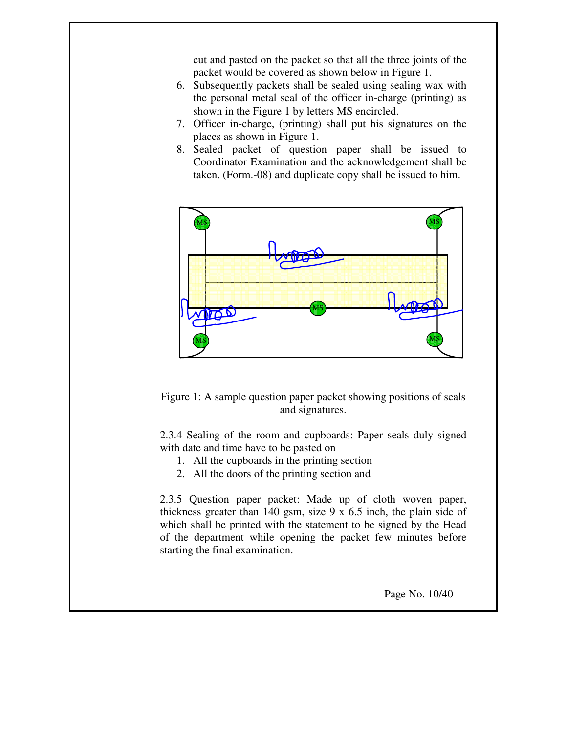cut and pasted on the packet so that all the three joints of the packet would be covered as shown below in Figure 1.

6. Subsequently packets shall be sealed using sealing wax with the personal metal seal of the officer in-charge (printing) as shown in the Figure 1 by letters MS encircled.
7. Officer in-charge, (printing) shall put his signatures on the places as shown in Figure 1.
8. Sealed packet of question paper shall be issued to Coordinator Examination and the acknowledgement shall be taken. (Form.-08) and duplicate copy shall be issued to him.

Figure 1: A sample question paper packet showing positions of seals and signatures.

2.3.4 Sealing of the room and cupboards: Paper seals duly signed with date and time have to be pasted on

1. All the cupboards in the printing section
2. All the doors of the printing section and

2.3.5 Question paper packet: Made up of cloth woven paper, thickness greater than 140 gsm, size 9 x 6.5 inch, the plain side of which shall be printed with the statement to be signed by the Head of the department while opening the packet few minutes before starting the final examination.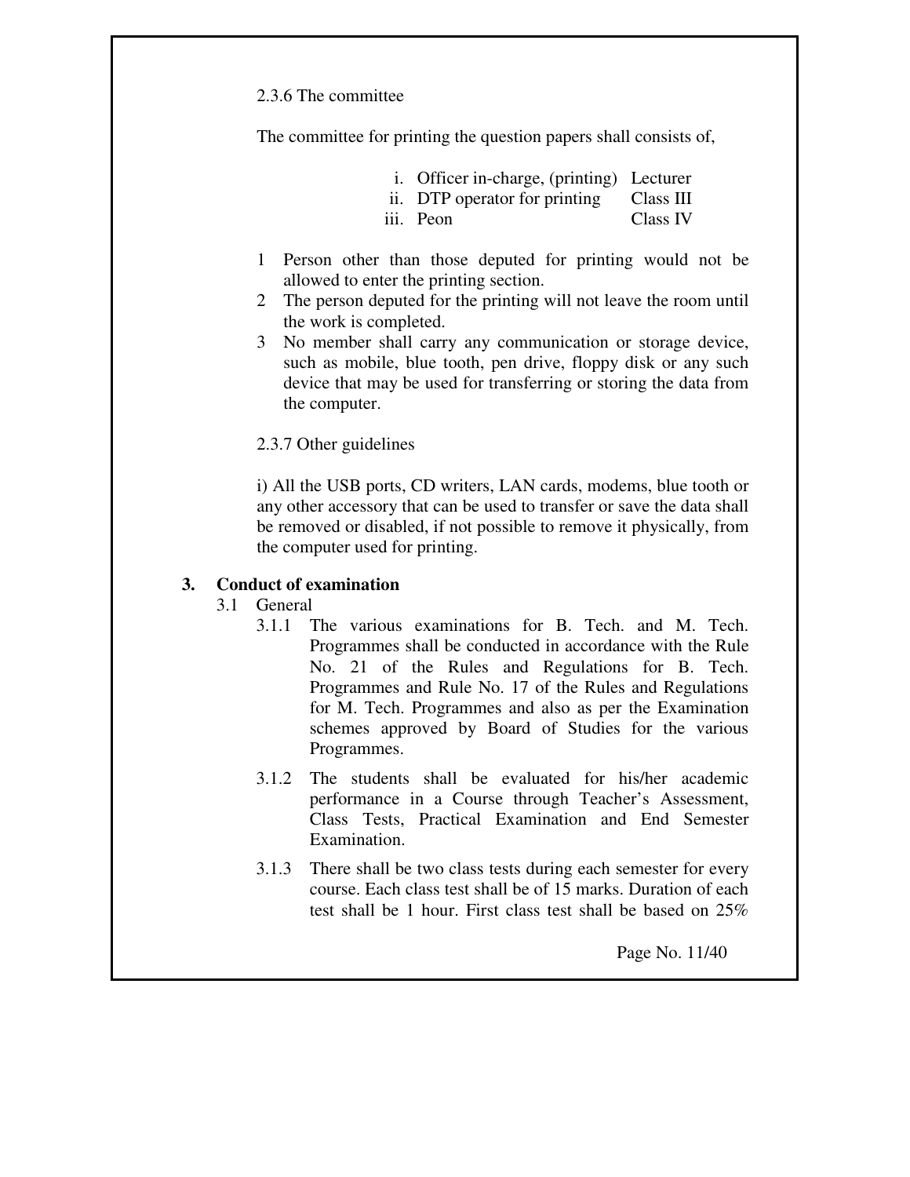2.3.6 The committee

The committee for printing the question papers shall consists of,

| | | |
|---|---|---|
| i. | Officer in-charge, (printing) | Lecturer |
| ii. | DTP operator for printing | Class III |
| iii. | Peon | Class IV |

1. Person other than those deputed for printing would not be allowed to enter the printing section.
2. The person deputed for the printing will not leave the room until the work is completed.
3. No member shall carry any communication or storage device, such as mobile, blue tooth, pen drive, floppy disk or any such device that may be used for transferring or storing the data from the computer.

2.3.7 Other guidelines

i) All the USB ports, CD writers, LAN cards, modems, blue tooth or any other accessory that can be used to transfer or save the data shall be removed or disabled, if not possible to remove it physically, from the computer used for printing.

## 3. Conduct of examination

3.1 General

3.1.1 The various examinations for B. Tech. and M. Tech. Programmes shall be conducted in accordance with the Rule No. 21 of the Rules and Regulations for B. Tech. Programmes and Rule No. 17 of the Rules and Regulations for M. Tech. Programmes and also as per the Examination schemes approved by Board of Studies for the various Programmes.

3.1.2 The students shall be evaluated for his/her academic performance in a Course through Teacher's Assessment, Class Tests, Practical Examination and End Semester Examination.

3.1.3 There shall be two class tests during each semester for every course. Each class test shall be of 15 marks. Duration of each test shall be 1 hour. First class test shall be based on 25%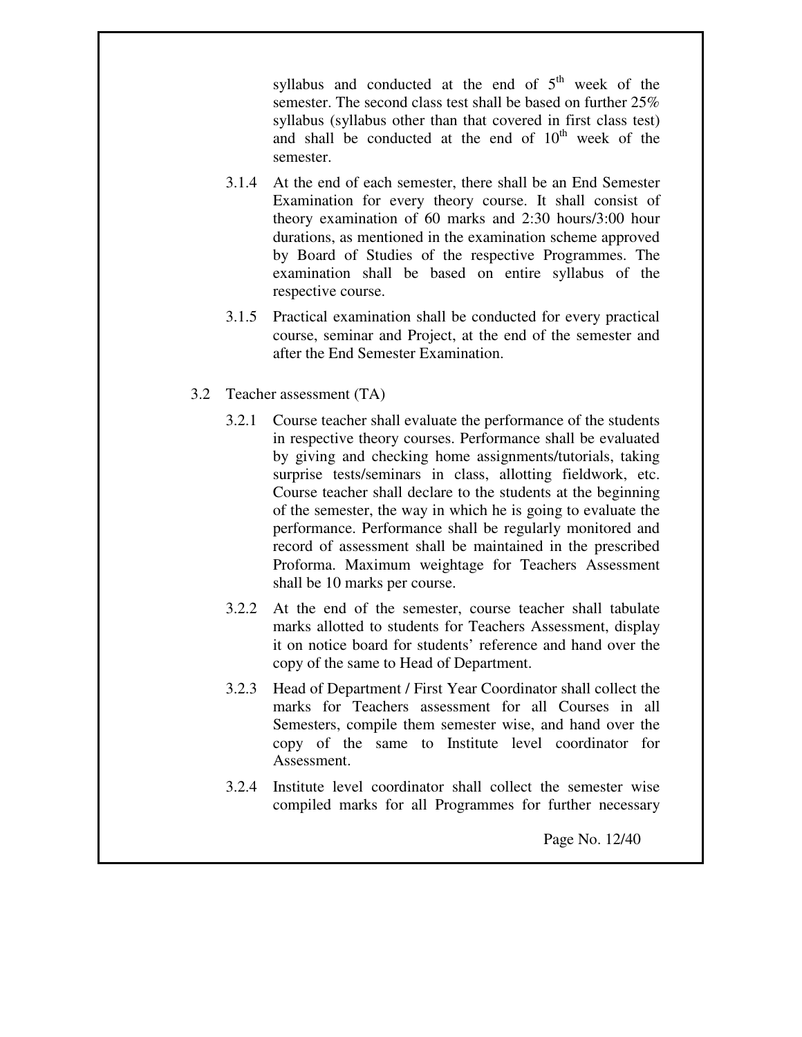syllabus and conducted at the end of 5th week of the semester. The second class test shall be based on further 25% syllabus (syllabus other than that covered in first class test) and shall be conducted at the end of 10th week of the semester.

3.1.4 At the end of each semester, there shall be an End Semester Examination for every theory course. It shall consist of theory examination of 60 marks and 2:30 hours/3:00 hour durations, as mentioned in the examination scheme approved by Board of Studies of the respective Programmes. The examination shall be based on entire syllabus of the respective course.

3.1.5 Practical examination shall be conducted for every practical course, seminar and Project, at the end of the semester and after the End Semester Examination.

3.2 Teacher assessment (TA)

3.2.1 Course teacher shall evaluate the performance of the students in respective theory courses. Performance shall be evaluated by giving and checking home assignments/tutorials, taking surprise tests/seminars in class, allotting fieldwork, etc. Course teacher shall declare to the students at the beginning of the semester, the way in which he is going to evaluate the performance. Performance shall be regularly monitored and record of assessment shall be maintained in the prescribed Proforma. Maximum weightage for Teachers Assessment shall be 10 marks per course.

3.2.2 At the end of the semester, course teacher shall tabulate marks allotted to students for Teachers Assessment, display it on notice board for students' reference and hand over the copy of the same to Head of Department.

3.2.3 Head of Department / First Year Coordinator shall collect the marks for Teachers assessment for all Courses in all Semesters, compile them semester wise, and hand over the copy of the same to Institute level coordinator for Assessment.

3.2.4 Institute level coordinator shall collect the semester wise compiled marks for all Programmes for further necessary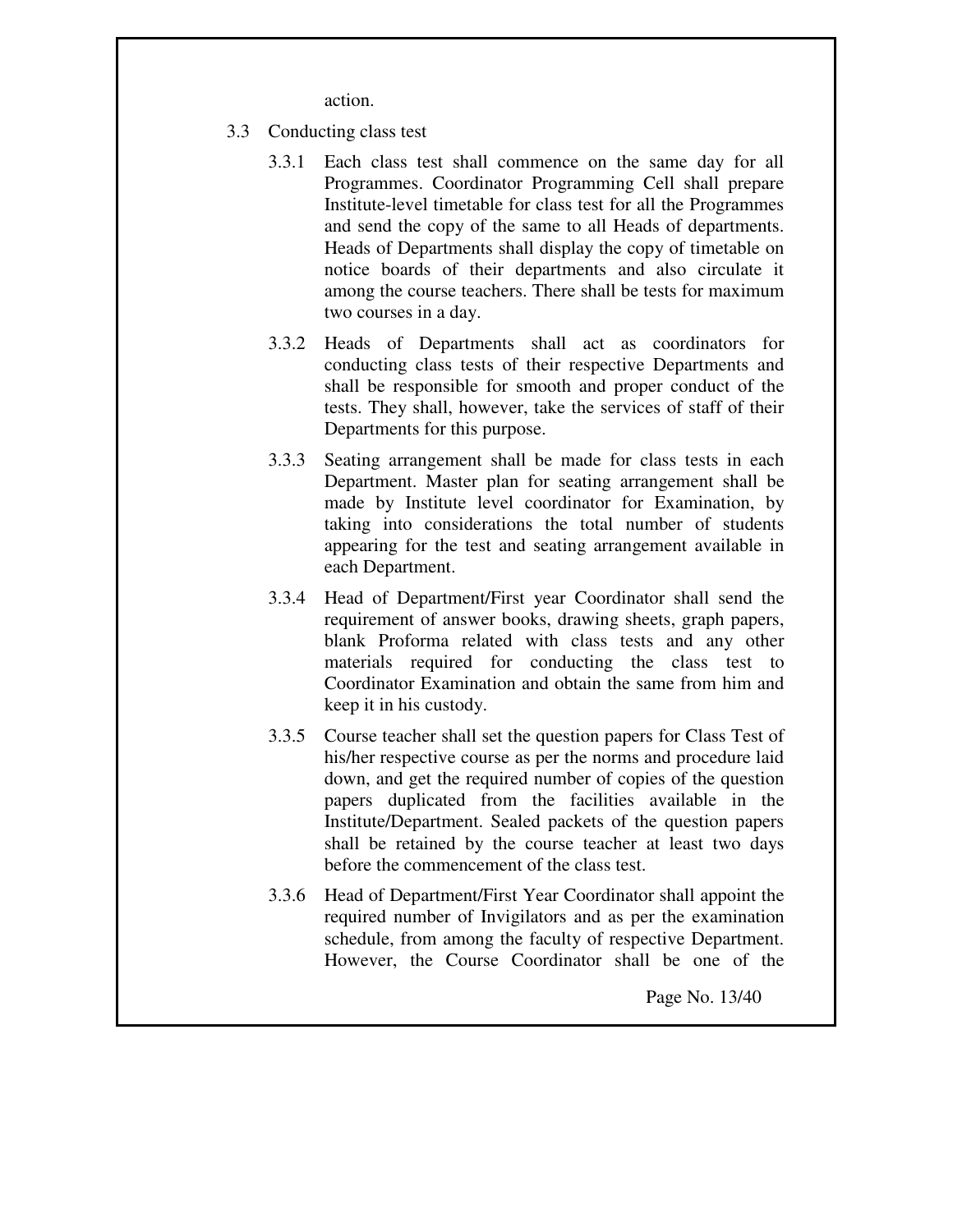action.

3.3 Conducting class test

3.3.1 Each class test shall commence on the same day for all Programmes. Coordinator Programming Cell shall prepare Institute-level timetable for class test for all the Programmes and send the copy of the same to all Heads of departments. Heads of Departments shall display the copy of timetable on notice boards of their departments and also circulate it among the course teachers. There shall be tests for maximum two courses in a day.

3.3.2 Heads of Departments shall act as coordinators for conducting class tests of their respective Departments and shall be responsible for smooth and proper conduct of the tests. They shall, however, take the services of staff of their Departments for this purpose.

3.3.3 Seating arrangement shall be made for class tests in each Department. Master plan for seating arrangement shall be made by Institute level coordinator for Examination, by taking into considerations the total number of students appearing for the test and seating arrangement available in each Department.

3.3.4 Head of Department/First year Coordinator shall send the requirement of answer books, drawing sheets, graph papers, blank Proforma related with class tests and any other materials required for conducting the class test to Coordinator Examination and obtain the same from him and keep it in his custody.

3.3.5 Course teacher shall set the question papers for Class Test of his/her respective course as per the norms and procedure laid down, and get the required number of copies of the question papers duplicated from the facilities available in the Institute/Department. Sealed packets of the question papers shall be retained by the course teacher at least two days before the commencement of the class test.

3.3.6 Head of Department/First Year Coordinator shall appoint the required number of Invigilators and as per the examination schedule, from among the faculty of respective Department. However, the Course Coordinator shall be one of the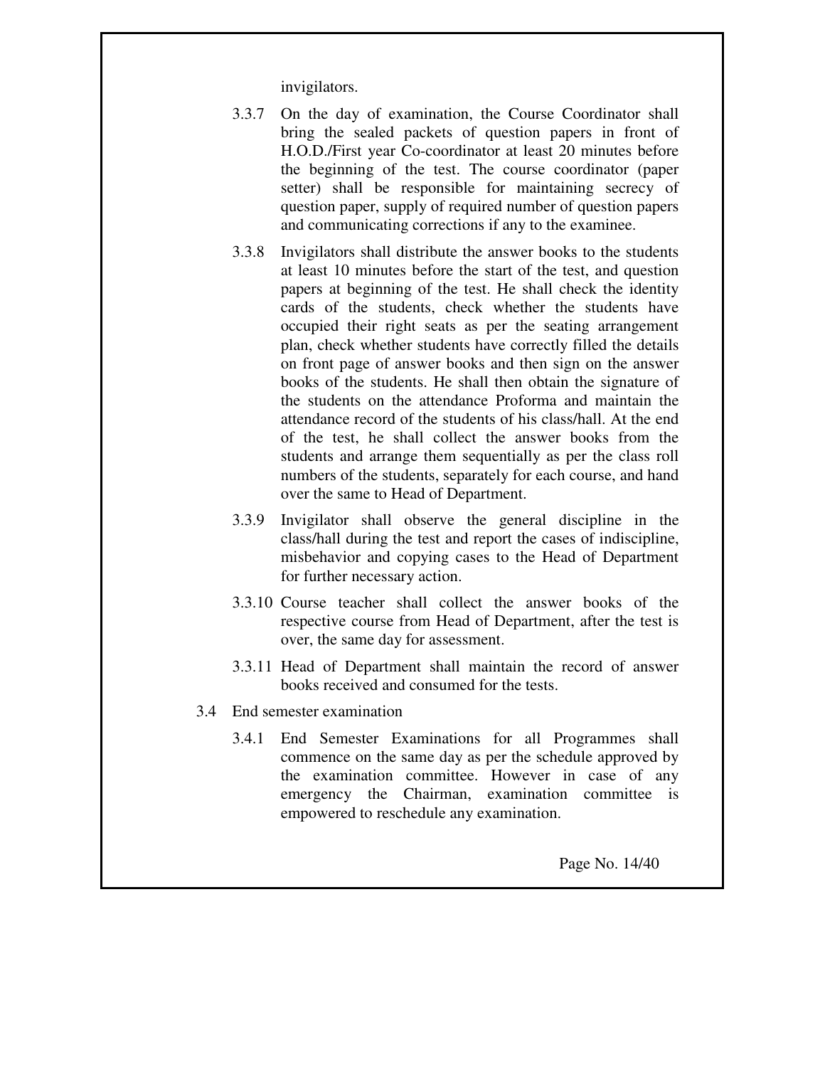invigilators.

3.3.7 On the day of examination, the Course Coordinator shall bring the sealed packets of question papers in front of H.O.D./First year Co-coordinator at least 20 minutes before the beginning of the test. The course coordinator (paper setter) shall be responsible for maintaining secrecy of question paper, supply of required number of question papers and communicating corrections if any to the examinee.

3.3.8 Invigilators shall distribute the answer books to the students at least 10 minutes before the start of the test, and question papers at beginning of the test. He shall check the identity cards of the students, check whether the students have occupied their right seats as per the seating arrangement plan, check whether students have correctly filled the details on front page of answer books and then sign on the answer books of the students. He shall then obtain the signature of the students on the attendance Proforma and maintain the attendance record of the students of his class/hall. At the end of the test, he shall collect the answer books from the students and arrange them sequentially as per the class roll numbers of the students, separately for each course, and hand over the same to Head of Department.

3.3.9 Invigilator shall observe the general discipline in the class/hall during the test and report the cases of indiscipline, misbehavior and copying cases to the Head of Department for further necessary action.

3.3.10 Course teacher shall collect the answer books of the respective course from Head of Department, after the test is over, the same day for assessment.

3.3.11 Head of Department shall maintain the record of answer books received and consumed for the tests.

3.4 End semester examination

3.4.1 End Semester Examinations for all Programmes shall commence on the same day as per the schedule approved by the examination committee. However in case of any emergency the Chairman, examination committee is empowered to reschedule any examination.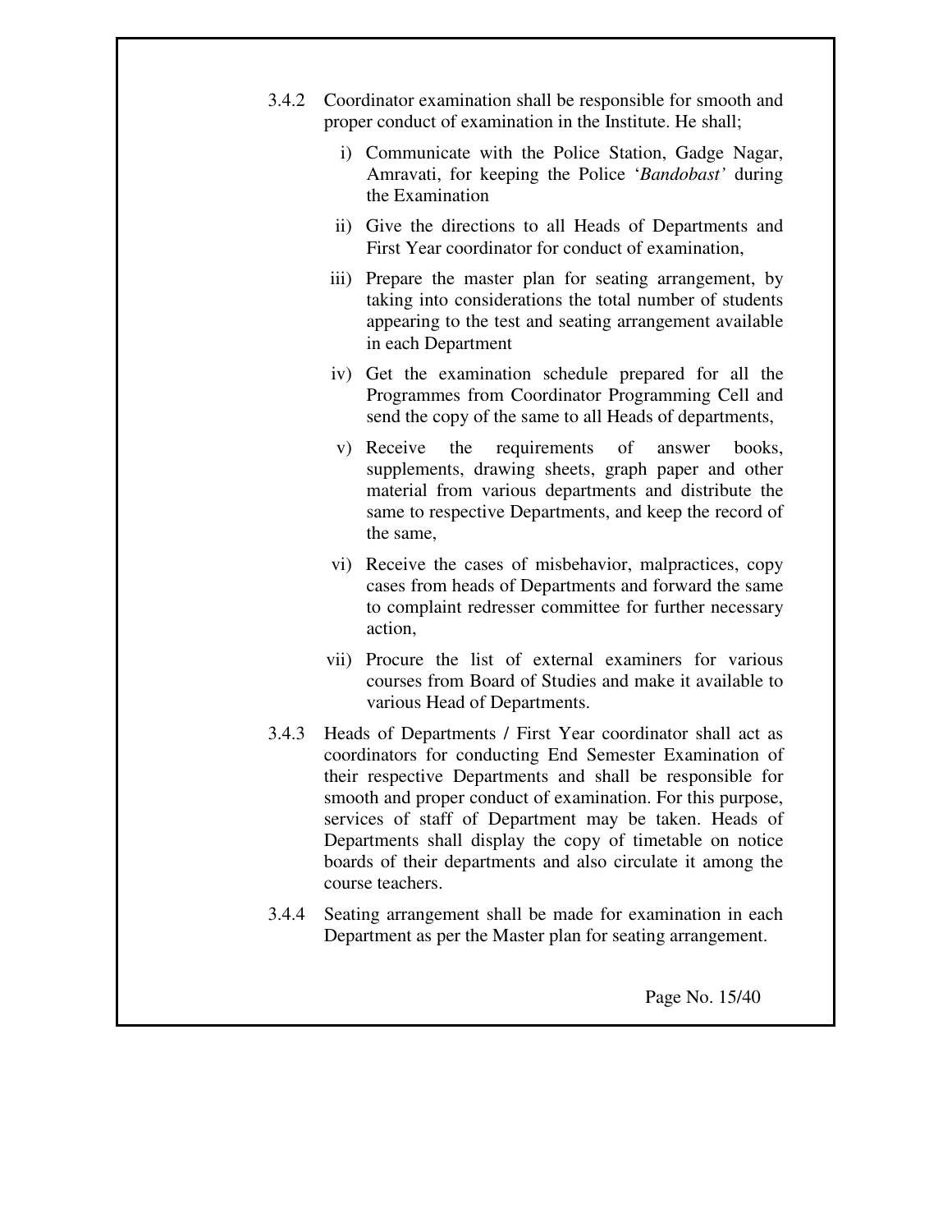3.4.2 Coordinator examination shall be responsible for smooth and proper conduct of examination in the Institute. He shall;

i) Communicate with the Police Station, Gadge Nagar, Amravati, for keeping the Police '*Bandobast'* during the Examination

ii) Give the directions to all Heads of Departments and First Year coordinator for conduct of examination,

iii) Prepare the master plan for seating arrangement, by taking into considerations the total number of students appearing to the test and seating arrangement available in each Department

iv) Get the examination schedule prepared for all the Programmes from Coordinator Programming Cell and send the copy of the same to all Heads of departments,

v) Receive the requirements of answer books, supplements, drawing sheets, graph paper and other material from various departments and distribute the same to respective Departments, and keep the record of the same,

vi) Receive the cases of misbehavior, malpractices, copy cases from heads of Departments and forward the same to complaint redresser committee for further necessary action,

vii) Procure the list of external examiners for various courses from Board of Studies and make it available to various Head of Departments.

3.4.3 Heads of Departments / First Year coordinator shall act as coordinators for conducting End Semester Examination of their respective Departments and shall be responsible for smooth and proper conduct of examination. For this purpose, services of staff of Department may be taken. Heads of Departments shall display the copy of timetable on notice boards of their departments and also circulate it among the course teachers.

3.4.4 Seating arrangement shall be made for examination in each Department as per the Master plan for seating arrangement.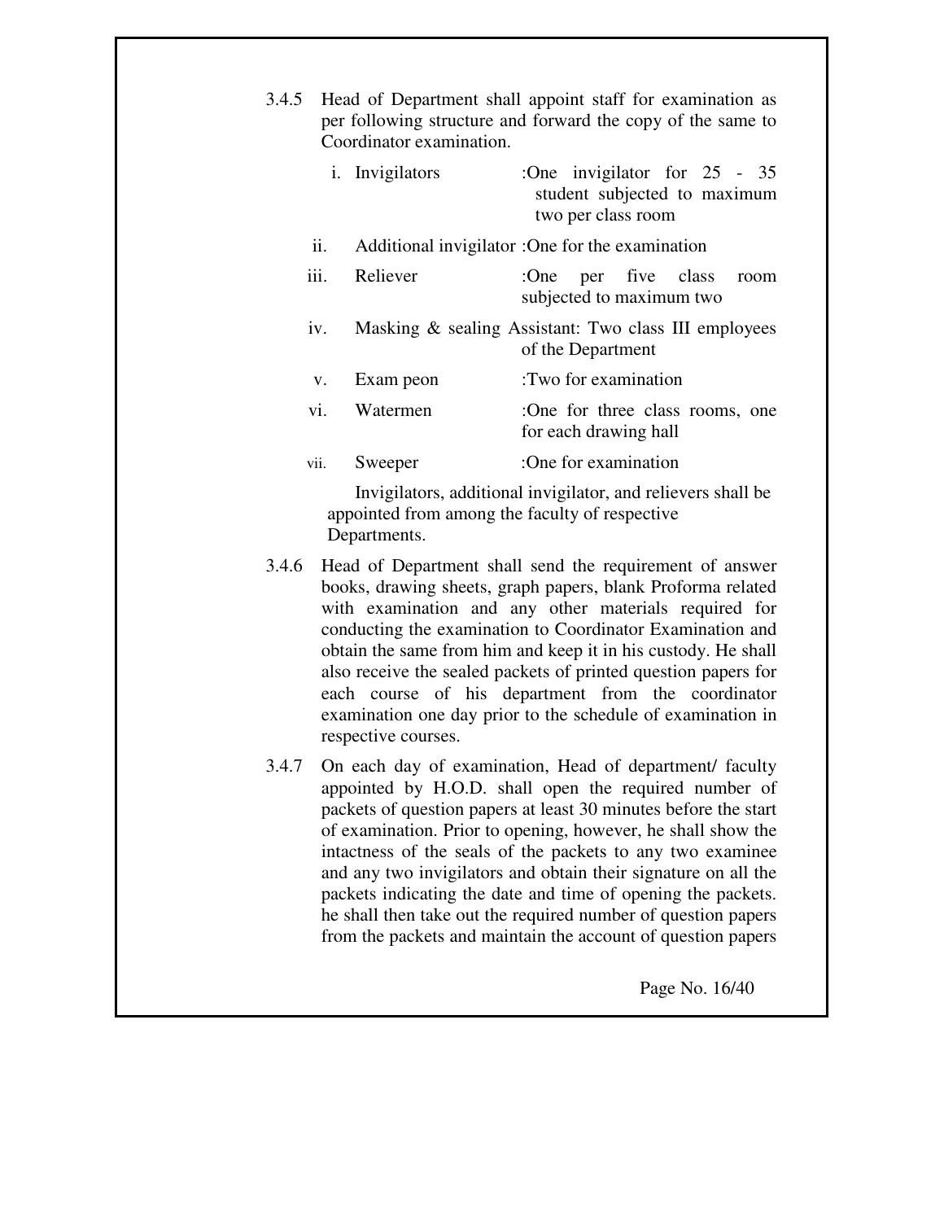3.4.5 Head of Department shall appoint staff for examination as per following structure and forward the copy of the same to Coordinator examination.

i. Invigilators :One invigilator for 25 - 35 student subjected to maximum two per class room

ii. Additional invigilator :One for the examination

iii. Reliever :One per five class room subjected to maximum two

iv. Masking & sealing Assistant: Two class III employees of the Department

v. Exam peon :Two for examination

vi. Watermen :One for three class rooms, one for each drawing hall

vii. Sweeper :One for examination

Invigilators, additional invigilator, and relievers shall be appointed from among the faculty of respective Departments.

3.4.6 Head of Department shall send the requirement of answer books, drawing sheets, graph papers, blank Proforma related with examination and any other materials required for conducting the examination to Coordinator Examination and obtain the same from him and keep it in his custody. He shall also receive the sealed packets of printed question papers for each course of his department from the coordinator examination one day prior to the schedule of examination in respective courses.

3.4.7 On each day of examination, Head of department/ faculty appointed by H.O.D. shall open the required number of packets of question papers at least 30 minutes before the start of examination. Prior to opening, however, he shall show the intactness of the seals of the packets to any two examinee and any two invigilators and obtain their signature on all the packets indicating the date and time of opening the packets. he shall then take out the required number of question papers from the packets and maintain the account of question papers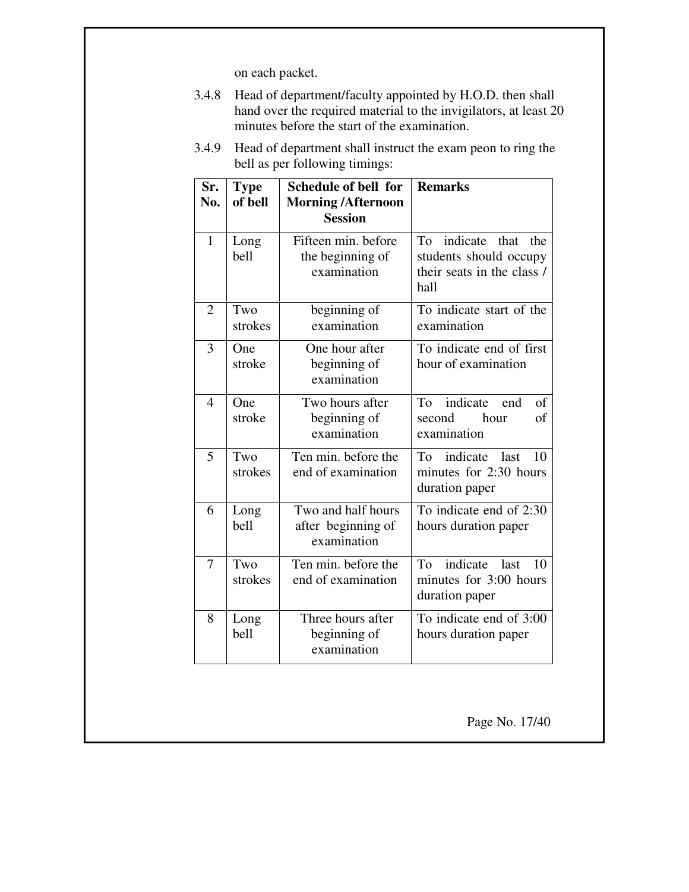on each packet.

3.4.8 Head of department/faculty appointed by H.O.D. then shall hand over the required material to the invigilators, at least 20 minutes before the start of the examination.

3.4.9 Head of department shall instruct the exam peon to ring the bell as per following timings:

| Sr. No. | Type of bell | Schedule of bell for Morning /Afternoon Session | Remarks |
|---|---|---|---|
| 1 | Long bell | Fifteen min. before the beginning of examination | To indicate that the students should occupy their seats in the class / hall |
| 2 | Two strokes | beginning of examination | To indicate start of the examination |
| 3 | One stroke | One hour after beginning of examination | To indicate end of first hour of examination |
| 4 | One stroke | Two hours after beginning of examination | To indicate end of second hour of examination |
| 5 | Two strokes | Ten min. before the end of examination | To indicate last 10 minutes for 2:30 hours duration paper |
| 6 | Long bell | Two and half hours after beginning of examination | To indicate end of 2:30 hours duration paper |
| 7 | Two strokes | Ten min. before the end of examination | To indicate last 10 minutes for 3:00 hours duration paper |
| 8 | Long bell | Three hours after beginning of examination | To indicate end of 3:00 hours duration paper |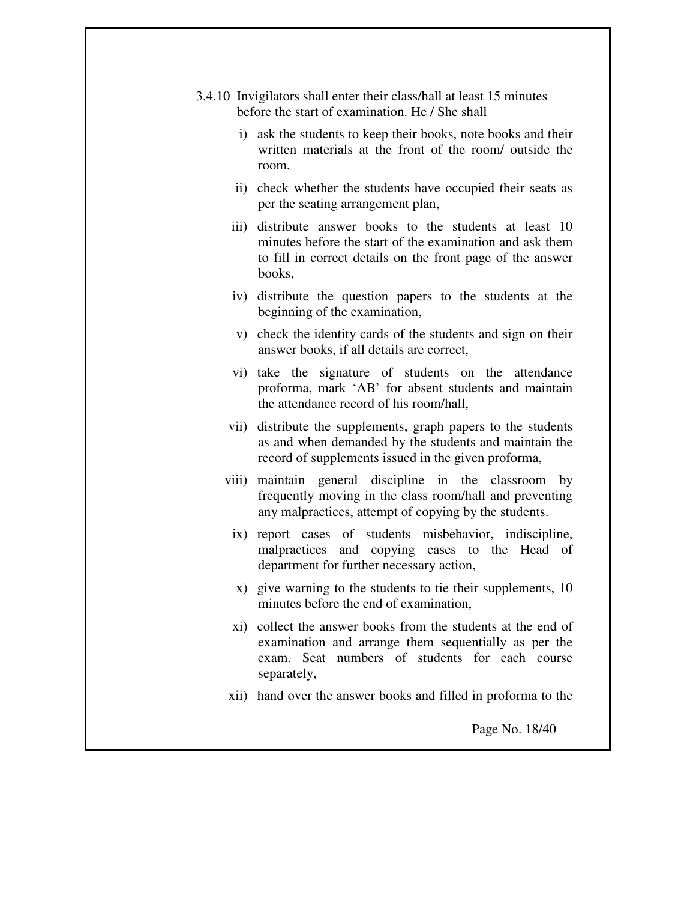3.4.10 Invigilators shall enter their class/hall at least 15 minutes before the start of examination. He / She shall

i) ask the students to keep their books, note books and their written materials at the front of the room/ outside the room,

ii) check whether the students have occupied their seats as per the seating arrangement plan,

iii) distribute answer books to the students at least 10 minutes before the start of the examination and ask them to fill in correct details on the front page of the answer books,

iv) distribute the question papers to the students at the beginning of the examination,

v) check the identity cards of the students and sign on their answer books, if all details are correct,

vi) take the signature of students on the attendance proforma, mark 'AB' for absent students and maintain the attendance record of his room/hall,

vii) distribute the supplements, graph papers to the students as and when demanded by the students and maintain the record of supplements issued in the given proforma,

viii) maintain general discipline in the classroom by frequently moving in the class room/hall and preventing any malpractices, attempt of copying by the students.

ix) report cases of students misbehavior, indiscipline, malpractices and copying cases to the Head of department for further necessary action,

x) give warning to the students to tie their supplements, 10 minutes before the end of examination,

xi) collect the answer books from the students at the end of examination and arrange them sequentially as per the exam. Seat numbers of students for each course separately,

xii) hand over the answer books and filled in proforma to the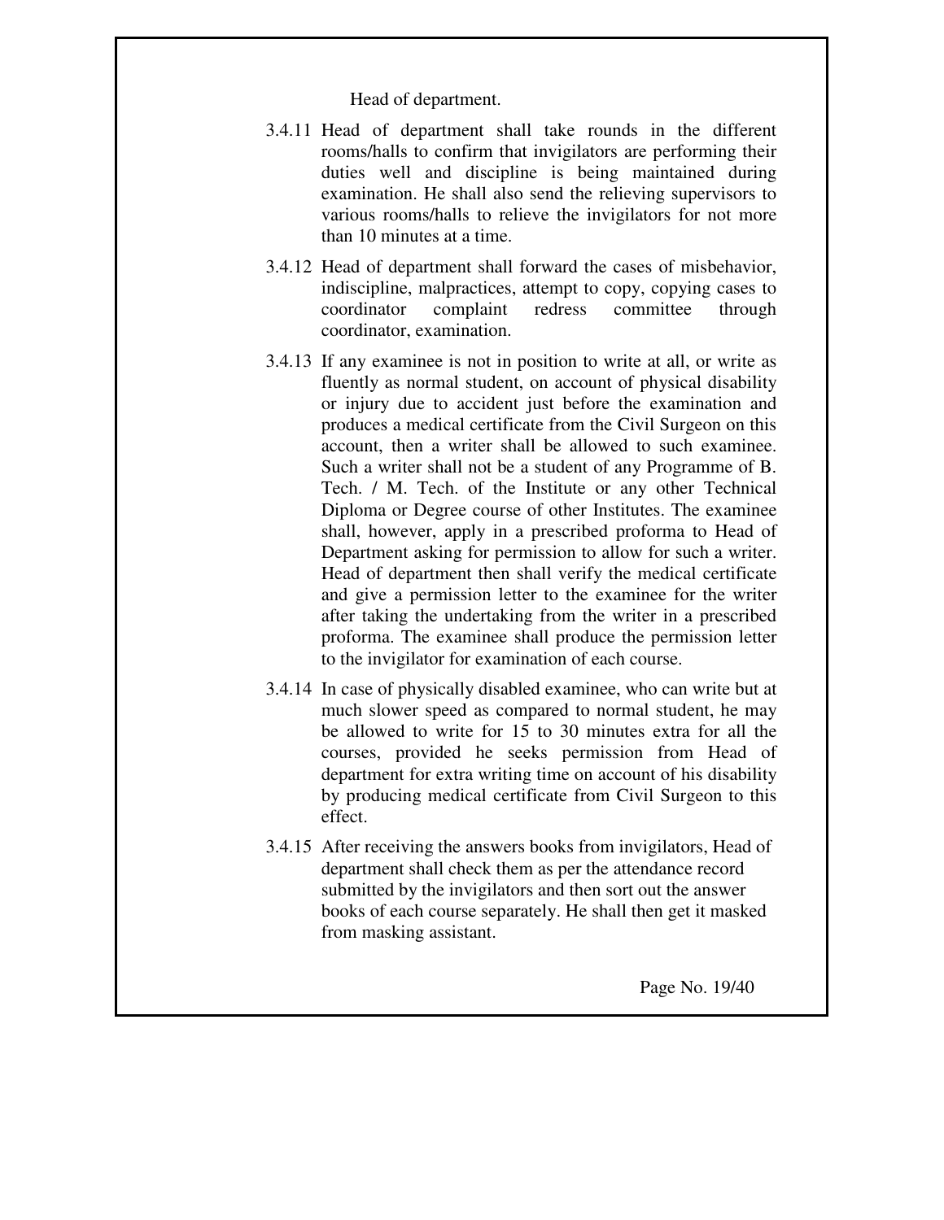Head of department.

3.4.11 Head of department shall take rounds in the different rooms/halls to confirm that invigilators are performing their duties well and discipline is being maintained during examination. He shall also send the relieving supervisors to various rooms/halls to relieve the invigilators for not more than 10 minutes at a time.

3.4.12 Head of department shall forward the cases of misbehavior, indiscipline, malpractices, attempt to copy, copying cases to coordinator complaint redress committee through coordinator, examination.

3.4.13 If any examinee is not in position to write at all, or write as fluently as normal student, on account of physical disability or injury due to accident just before the examination and produces a medical certificate from the Civil Surgeon on this account, then a writer shall be allowed to such examinee. Such a writer shall not be a student of any Programme of B. Tech. / M. Tech. of the Institute or any other Technical Diploma or Degree course of other Institutes. The examinee shall, however, apply in a prescribed proforma to Head of Department asking for permission to allow for such a writer. Head of department then shall verify the medical certificate and give a permission letter to the examinee for the writer after taking the undertaking from the writer in a prescribed proforma. The examinee shall produce the permission letter to the invigilator for examination of each course.

3.4.14 In case of physically disabled examinee, who can write but at much slower speed as compared to normal student, he may be allowed to write for 15 to 30 minutes extra for all the courses, provided he seeks permission from Head of department for extra writing time on account of his disability by producing medical certificate from Civil Surgeon to this effect.

3.4.15 After receiving the answers books from invigilators, Head of department shall check them as per the attendance record submitted by the invigilators and then sort out the answer books of each course separately. He shall then get it masked from masking assistant.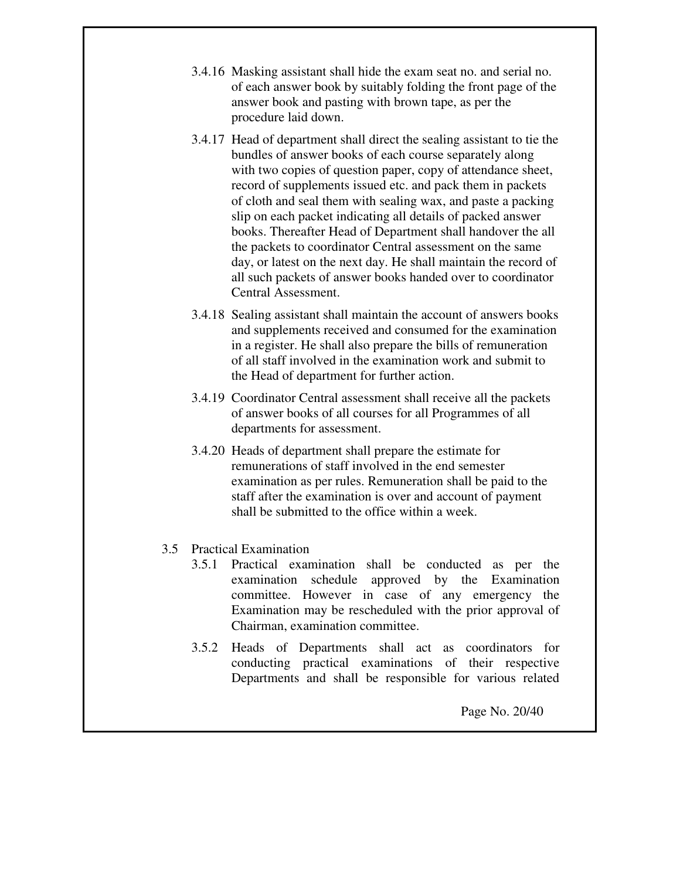3.4.16 Masking assistant shall hide the exam seat no. and serial no. of each answer book by suitably folding the front page of the answer book and pasting with brown tape, as per the procedure laid down.

3.4.17 Head of department shall direct the sealing assistant to tie the bundles of answer books of each course separately along with two copies of question paper, copy of attendance sheet, record of supplements issued etc. and pack them in packets of cloth and seal them with sealing wax, and paste a packing slip on each packet indicating all details of packed answer books. Thereafter Head of Department shall handover the all the packets to coordinator Central assessment on the same day, or latest on the next day. He shall maintain the record of all such packets of answer books handed over to coordinator Central Assessment.

3.4.18 Sealing assistant shall maintain the account of answers books and supplements received and consumed for the examination in a register. He shall also prepare the bills of remuneration of all staff involved in the examination work and submit to the Head of department for further action.

3.4.19 Coordinator Central assessment shall receive all the packets of answer books of all courses for all Programmes of all departments for assessment.

3.4.20 Heads of department shall prepare the estimate for remunerations of staff involved in the end semester examination as per rules. Remuneration shall be paid to the staff after the examination is over and account of payment shall be submitted to the office within a week.

3.5 Practical Examination

3.5.1 Practical examination shall be conducted as per the examination schedule approved by the Examination committee. However in case of any emergency the Examination may be rescheduled with the prior approval of Chairman, examination committee.

3.5.2 Heads of Departments shall act as coordinators for conducting practical examinations of their respective Departments and shall be responsible for various related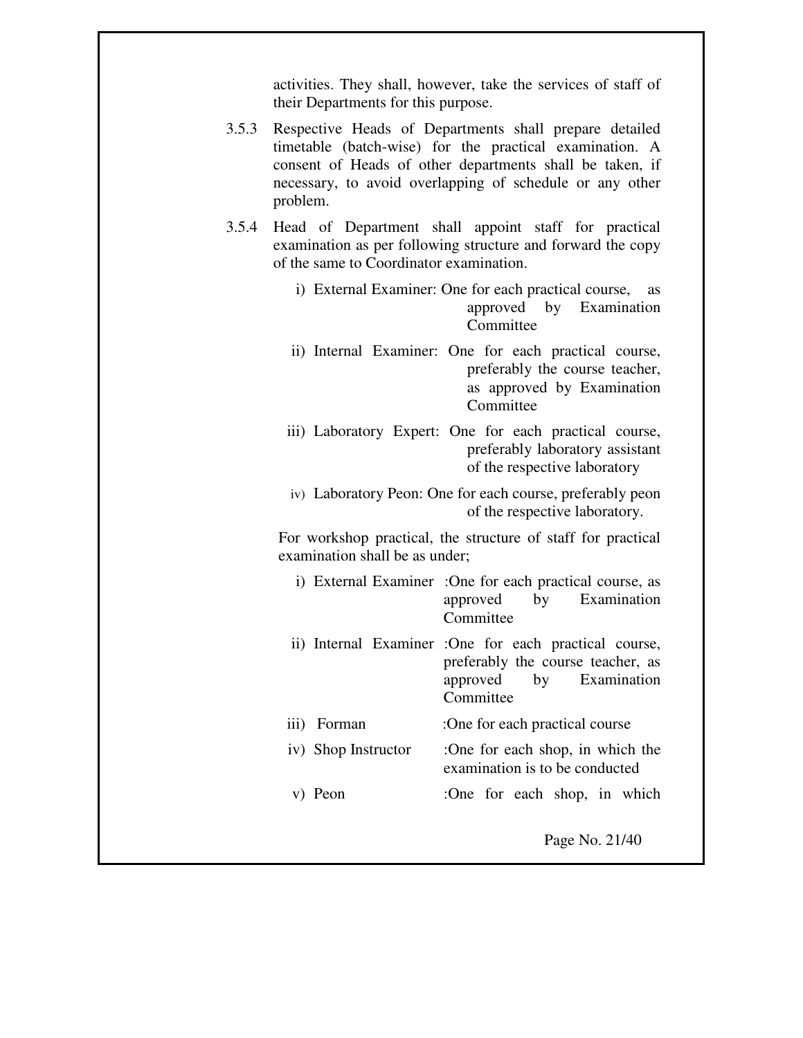activities. They shall, however, take the services of staff of their Departments for this purpose.

3.5.3 Respective Heads of Departments shall prepare detailed timetable (batch-wise) for the practical examination. A consent of Heads of other departments shall be taken, if necessary, to avoid overlapping of schedule or any other problem.

3.5.4 Head of Department shall appoint staff for practical examination as per following structure and forward the copy of the same to Coordinator examination.

i) External Examiner: One for each practical course, as approved by Examination Committee

ii) Internal Examiner: One for each practical course, preferably the course teacher, as approved by Examination Committee

iii) Laboratory Expert: One for each practical course, preferably laboratory assistant of the respective laboratory

iv) Laboratory Peon: One for each course, preferably peon of the respective laboratory.

For workshop practical, the structure of staff for practical examination shall be as under;

i) External Examiner :One for each practical course, as approved by Examination Committee

ii) Internal Examiner :One for each practical course, preferably the course teacher, as approved by Examination Committee

iii) Forman :One for each practical course

iv) Shop Instructor :One for each shop, in which the examination is to be conducted

v) Peon :One for each shop, in which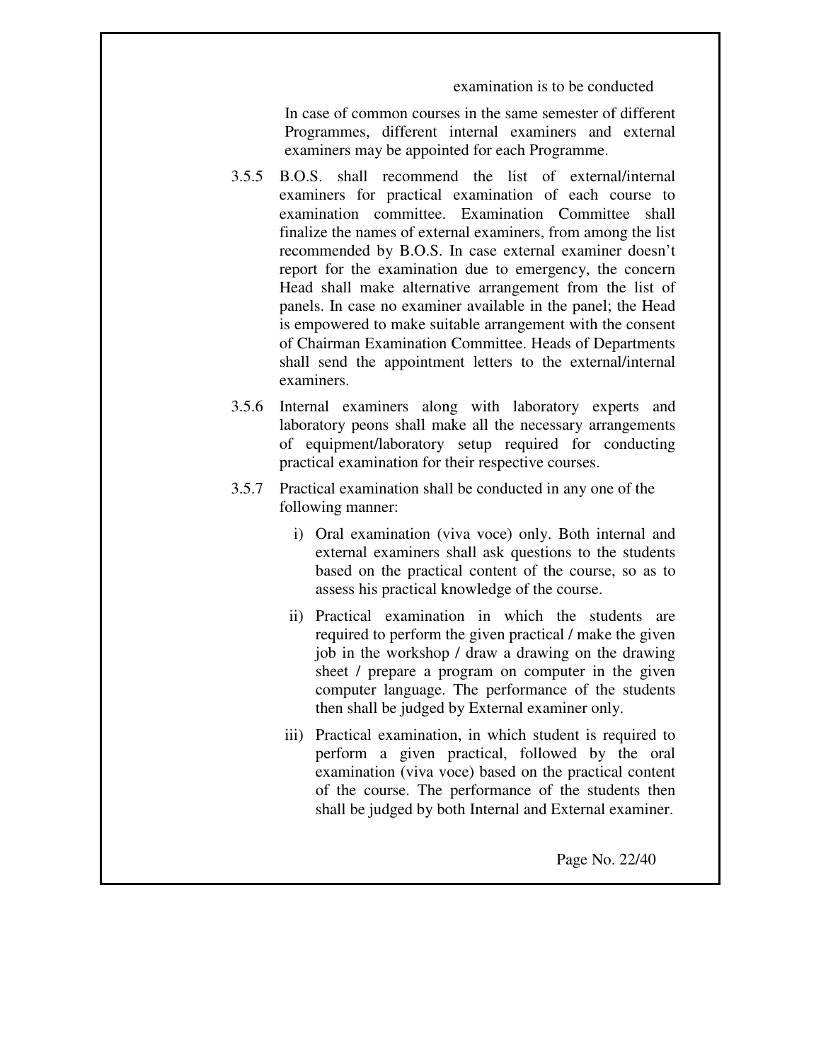examination is to be conducted

In case of common courses in the same semester of different Programmes, different internal examiners and external examiners may be appointed for each Programme.

3.5.5 B.O.S. shall recommend the list of external/internal examiners for practical examination of each course to examination committee. Examination Committee shall finalize the names of external examiners, from among the list recommended by B.O.S. In case external examiner doesn't report for the examination due to emergency, the concern Head shall make alternative arrangement from the list of panels. In case no examiner available in the panel; the Head is empowered to make suitable arrangement with the consent of Chairman Examination Committee. Heads of Departments shall send the appointment letters to the external/internal examiners.

3.5.6 Internal examiners along with laboratory experts and laboratory peons shall make all the necessary arrangements of equipment/laboratory setup required for conducting practical examination for their respective courses.

3.5.7 Practical examination shall be conducted in any one of the following manner:

i) Oral examination (viva voce) only. Both internal and external examiners shall ask questions to the students based on the practical content of the course, so as to assess his practical knowledge of the course.

ii) Practical examination in which the students are required to perform the given practical / make the given job in the workshop / draw a drawing on the drawing sheet / prepare a program on computer in the given computer language. The performance of the students then shall be judged by External examiner only.

iii) Practical examination, in which student is required to perform a given practical, followed by the oral examination (viva voce) based on the practical content of the course. The performance of the students then shall be judged by both Internal and External examiner.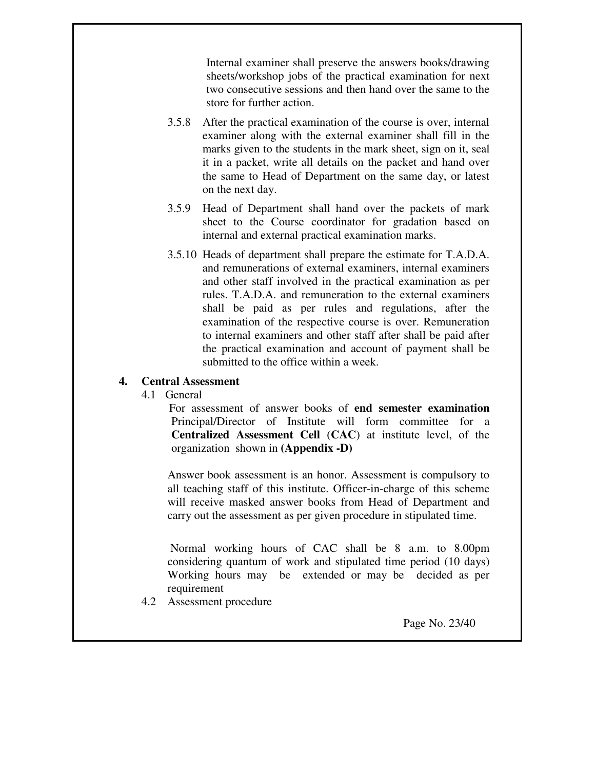Internal examiner shall preserve the answers books/drawing sheets/workshop jobs of the practical examination for next two consecutive sessions and then hand over the same to the store for further action.

3.5.8 After the practical examination of the course is over, internal examiner along with the external examiner shall fill in the marks given to the students in the mark sheet, sign on it, seal it in a packet, write all details on the packet and hand over the same to Head of Department on the same day, or latest on the next day.

3.5.9 Head of Department shall hand over the packets of mark sheet to the Course coordinator for gradation based on internal and external practical examination marks.

3.5.10 Heads of department shall prepare the estimate for T.A.D.A. and remunerations of external examiners, internal examiners and other staff involved in the practical examination as per rules. T.A.D.A. and remuneration to the external examiners shall be paid as per rules and regulations, after the examination of the respective course is over. Remuneration to internal examiners and other staff after shall be paid after the practical examination and account of payment shall be submitted to the office within a week.

## 4. Central Assessment

4.1 General

For assessment of answer books of **end semester examination** Principal/Director of Institute will form committee for a **Centralized Assessment Cell** (**CAC**) at institute level, of the organization shown in **(Appendix -D)**

Answer book assessment is an honor. Assessment is compulsory to all teaching staff of this institute. Officer-in-charge of this scheme will receive masked answer books from Head of Department and carry out the assessment as per given procedure in stipulated time.

Normal working hours of CAC shall be 8 a.m. to 8.00pm considering quantum of work and stipulated time period (10 days) Working hours may be extended or may be decided as per requirement

4.2 Assessment procedure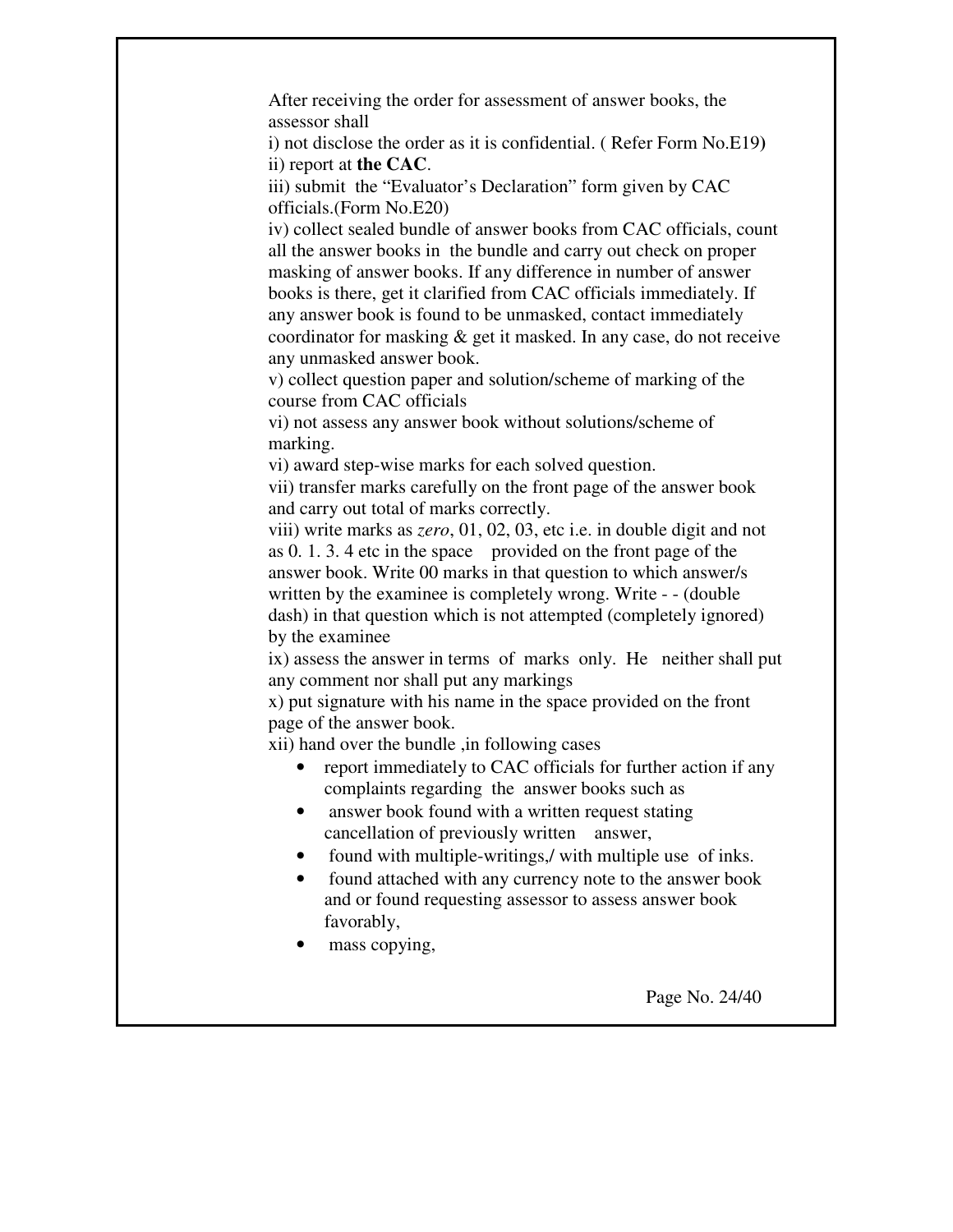After receiving the order for assessment of answer books, the assessor shall

i) not disclose the order as it is confidential. ( Refer Form No.E19**)**

ii) report at **the CAC**.

iii) submit the "Evaluator's Declaration" form given by CAC officials.(Form No.E20)

iv) collect sealed bundle of answer books from CAC officials, count all the answer books in the bundle and carry out check on proper masking of answer books. If any difference in number of answer books is there, get it clarified from CAC officials immediately. If any answer book is found to be unmasked, contact immediately coordinator for masking & get it masked. In any case, do not receive any unmasked answer book.

v) collect question paper and solution/scheme of marking of the course from CAC officials

vi) not assess any answer book without solutions/scheme of marking.

vi) award step-wise marks for each solved question.

vii) transfer marks carefully on the front page of the answer book and carry out total of marks correctly.

viii) write marks as *zero*, 01, 02, 03, etc i.e. in double digit and not as 0. 1. 3. 4 etc in the space provided on the front page of the answer book. Write 00 marks in that question to which answer/s written by the examinee is completely wrong. Write - - (double dash) in that question which is not attempted (completely ignored) by the examinee

ix) assess the answer in terms of marks only. He neither shall put any comment nor shall put any markings

x) put signature with his name in the space provided on the front page of the answer book.

xii) hand over the bundle ,in following cases

- report immediately to CAC officials for further action if any complaints regarding the answer books such as
- answer book found with a written request stating cancellation of previously written answer,
- found with multiple-writings,/ with multiple use of inks.
- found attached with any currency note to the answer book and or found requesting assessor to assess answer book favorably,
- mass copying,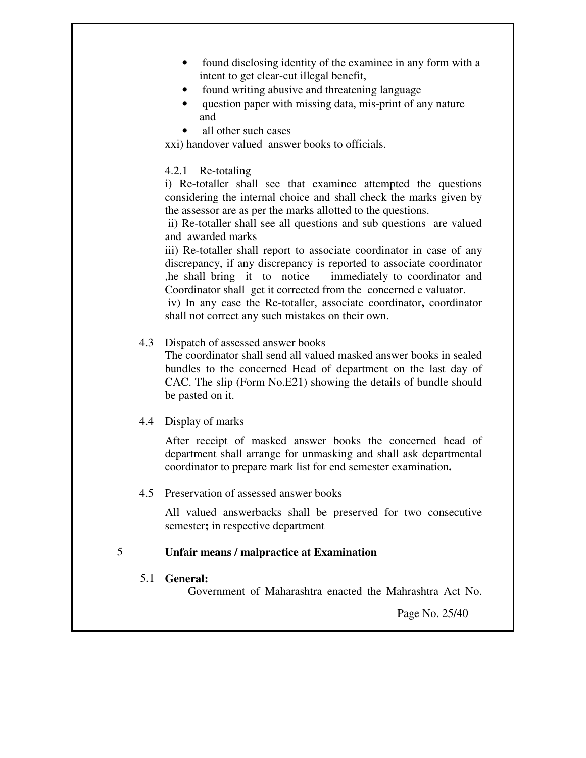- found disclosing identity of the examinee in any form with a intent to get clear-cut illegal benefit,
- found writing abusive and threatening language
- question paper with missing data, mis-print of any nature and
- all other such cases

xxi) handover valued answer books to officials.

4.2.1 Re-totaling

i) Re-totaller shall see that examinee attempted the questions considering the internal choice and shall check the marks given by the assessor are as per the marks allotted to the questions.

ii) Re-totaller shall see all questions and sub questions are valued and awarded marks

iii) Re-totaller shall report to associate coordinator in case of any discrepancy, if any discrepancy is reported to associate coordinator ,he shall bring it to notice immediately to coordinator and Coordinator shall get it corrected from the concerned e valuator.

iv) In any case the Re-totaller, associate coordinator**,** coordinator shall not correct any such mistakes on their own.

4.3 Dispatch of assessed answer books

The coordinator shall send all valued masked answer books in sealed bundles to the concerned Head of department on the last day of CAC. The slip (Form No.E21) showing the details of bundle should be pasted on it.

4.4 Display of marks

After receipt of masked answer books the concerned head of department shall arrange for unmasking and shall ask departmental coordinator to prepare mark list for end semester examination**.**

4.5 Preservation of assessed answer books

All valued answerbacks shall be preserved for two consecutive semester**;** in respective department

## 5 Unfair means / malpractice at Examination

### 5.1 General:

Government of Maharashtra enacted the Mahrashtra Act No.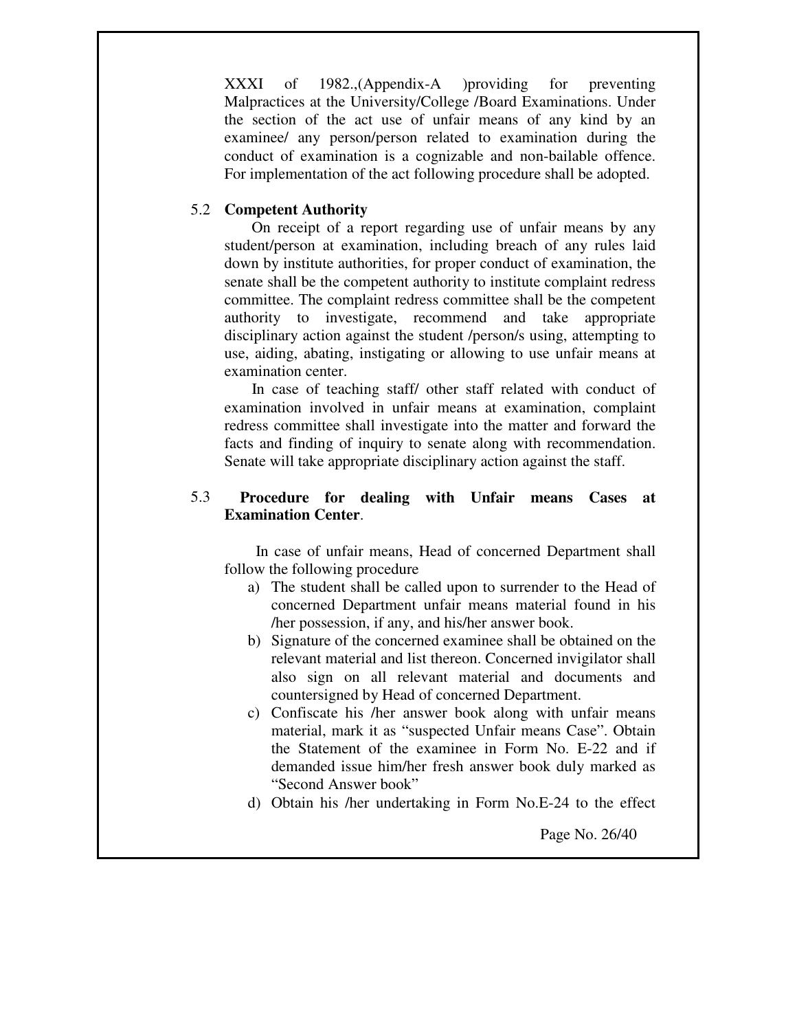XXXI of 1982.,(Appendix-A )providing for preventing Malpractices at the University/College /Board Examinations. Under the section of the act use of unfair means of any kind by an examinee/ any person/person related to examination during the conduct of examination is a cognizable and non-bailable offence. For implementation of the act following procedure shall be adopted.

### 5.2 Competent Authority

On receipt of a report regarding use of unfair means by any student/person at examination, including breach of any rules laid down by institute authorities, for proper conduct of examination, the senate shall be the competent authority to institute complaint redress committee. The complaint redress committee shall be the competent authority to investigate, recommend and take appropriate disciplinary action against the student /person/s using, attempting to use, aiding, abating, instigating or allowing to use unfair means at examination center.

In case of teaching staff/ other staff related with conduct of examination involved in unfair means at examination, complaint redress committee shall investigate into the matter and forward the facts and finding of inquiry to senate along with recommendation. Senate will take appropriate disciplinary action against the staff.

### 5.3 Procedure for dealing with Unfair means Cases at Examination Center.

In case of unfair means, Head of concerned Department shall follow the following procedure

a) The student shall be called upon to surrender to the Head of concerned Department unfair means material found in his /her possession, if any, and his/her answer book.

b) Signature of the concerned examinee shall be obtained on the relevant material and list thereon. Concerned invigilator shall also sign on all relevant material and documents and countersigned by Head of concerned Department.

c) Confiscate his /her answer book along with unfair means material, mark it as “suspected Unfair means Case”. Obtain the Statement of the examinee in Form No. E-22 and if demanded issue him/her fresh answer book duly marked as “Second Answer book”

d) Obtain his /her undertaking in Form No.E-24 to the effect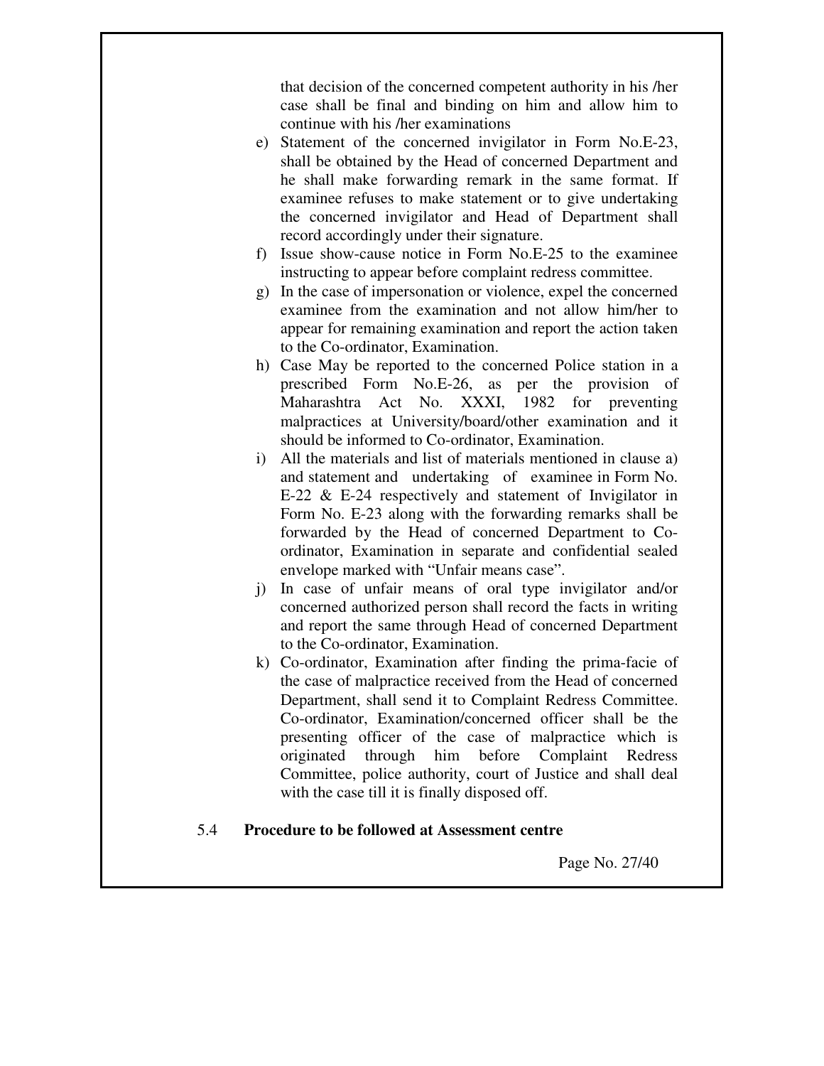that decision of the concerned competent authority in his /her case shall be final and binding on him and allow him to continue with his /her examinations

e) Statement of the concerned invigilator in Form No.E-23, shall be obtained by the Head of concerned Department and he shall make forwarding remark in the same format. If examinee refuses to make statement or to give undertaking the concerned invigilator and Head of Department shall record accordingly under their signature.
f) Issue show-cause notice in Form No.E-25 to the examinee instructing to appear before complaint redress committee.
g) In the case of impersonation or violence, expel the concerned examinee from the examination and not allow him/her to appear for remaining examination and report the action taken to the Co-ordinator, Examination.
h) Case May be reported to the concerned Police station in a prescribed Form No.E-26, as per the provision of Maharashtra Act No. XXXI, 1982 for preventing malpractices at University/board/other examination and it should be informed to Co-ordinator, Examination.
i) All the materials and list of materials mentioned in clause a) and statement and undertaking of examinee in Form No. E-22 & E-24 respectively and statement of Invigilator in Form No. E-23 along with the forwarding remarks shall be forwarded by the Head of concerned Department to Co-ordinator, Examination in separate and confidential sealed envelope marked with "Unfair means case".
j) In case of unfair means of oral type invigilator and/or concerned authorized person shall record the facts in writing and report the same through Head of concerned Department to the Co-ordinator, Examination.
k) Co-ordinator, Examination after finding the prima-facie of the case of malpractice received from the Head of concerned Department, shall send it to Complaint Redress Committee. Co-ordinator, Examination/concerned officer shall be the presenting officer of the case of malpractice which is originated through him before Complaint Redress Committee, police authority, court of Justice and shall deal with the case till it is finally disposed off.

### 5.4 Procedure to be followed at Assessment centre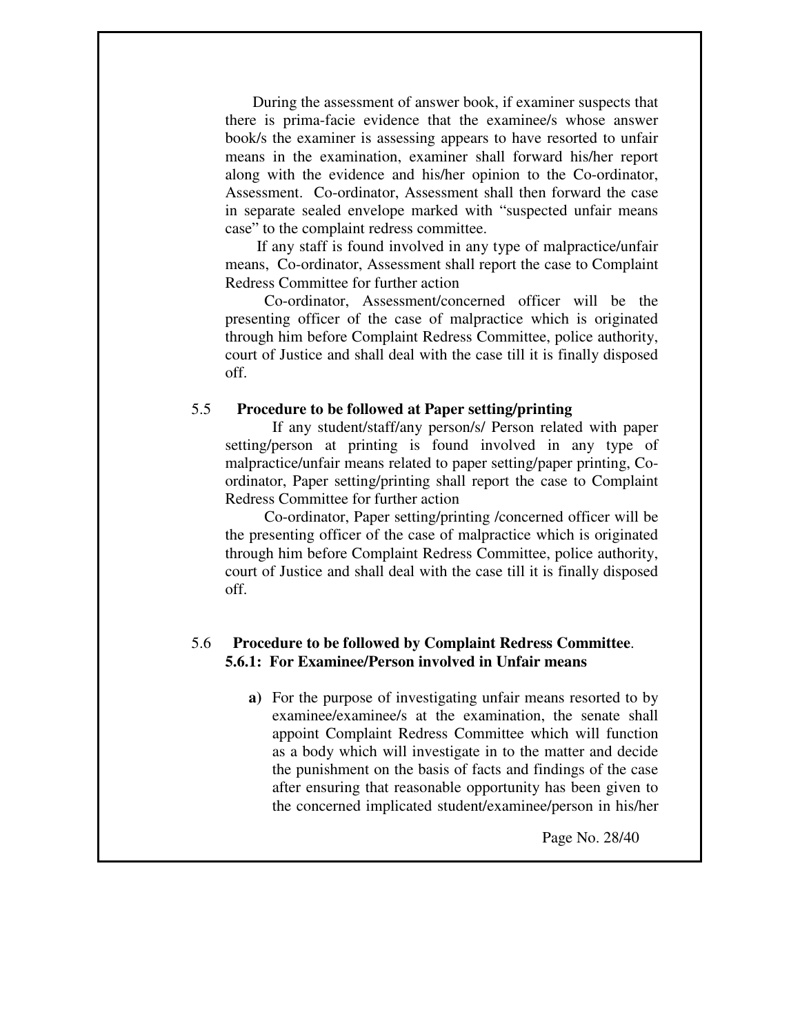During the assessment of answer book, if examiner suspects that there is prima-facie evidence that the examinee/s whose answer book/s the examiner is assessing appears to have resorted to unfair means in the examination, examiner shall forward his/her report along with the evidence and his/her opinion to the Co-ordinator, Assessment. Co-ordinator, Assessment shall then forward the case in separate sealed envelope marked with "suspected unfair means case" to the complaint redress committee.

If any staff is found involved in any type of malpractice/unfair means, Co-ordinator, Assessment shall report the case to Complaint Redress Committee for further action

Co-ordinator, Assessment/concerned officer will be the presenting officer of the case of malpractice which is originated through him before Complaint Redress Committee, police authority, court of Justice and shall deal with the case till it is finally disposed off.

### 5.5 Procedure to be followed at Paper setting/printing

If any student/staff/any person/s/ Person related with paper setting/person at printing is found involved in any type of malpractice/unfair means related to paper setting/paper printing, Co-ordinator, Paper setting/printing shall report the case to Complaint Redress Committee for further action

Co-ordinator, Paper setting/printing /concerned officer will be the presenting officer of the case of malpractice which is originated through him before Complaint Redress Committee, police authority, court of Justice and shall deal with the case till it is finally disposed off.

### 5.6 Procedure to be followed by Complaint Redress Committee.

#### 5.6.1: For Examinee/Person involved in Unfair means

**a)** For the purpose of investigating unfair means resorted to by examinee/examinee/s at the examination, the senate shall appoint Complaint Redress Committee which will function as a body which will investigate in to the matter and decide the punishment on the basis of facts and findings of the case after ensuring that reasonable opportunity has been given to the concerned implicated student/examinee/person in his/her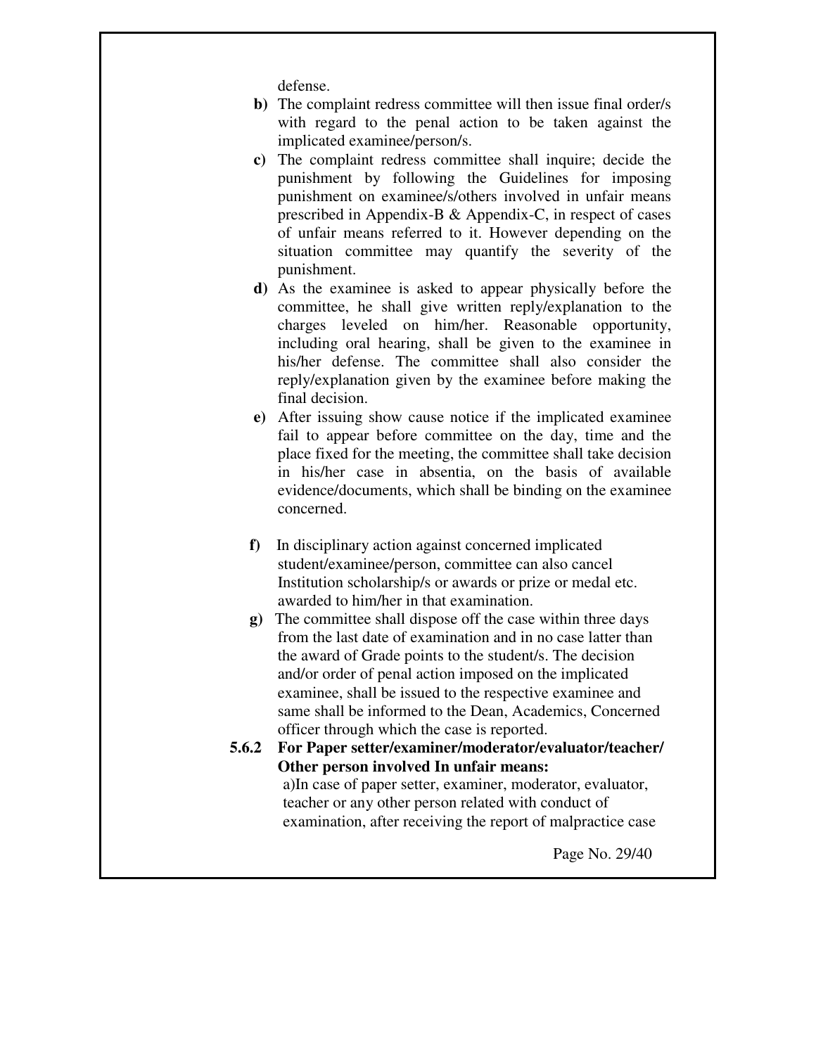defense.

**b)** The complaint redress committee will then issue final order/s with regard to the penal action to be taken against the implicated examinee/person/s.

**c)** The complaint redress committee shall inquire; decide the punishment by following the Guidelines for imposing punishment on examinee/s/others involved in unfair means prescribed in Appendix-B & Appendix-C, in respect of cases of unfair means referred to it. However depending on the situation committee may quantify the severity of the punishment.

**d)** As the examinee is asked to appear physically before the committee, he shall give written reply/explanation to the charges leveled on him/her. Reasonable opportunity, including oral hearing, shall be given to the examinee in his/her defense. The committee shall also consider the reply/explanation given by the examinee before making the final decision.

**e)** After issuing show cause notice if the implicated examinee fail to appear before committee on the day, time and the place fixed for the meeting, the committee shall take decision in his/her case in absentia, on the basis of available evidence/documents, which shall be binding on the examinee concerned.

**f)** In disciplinary action against concerned implicated student/examinee/person, committee can also cancel Institution scholarship/s or awards or prize or medal etc. awarded to him/her in that examination.

**g)** The committee shall dispose off the case within three days from the last date of examination and in no case latter than the award of Grade points to the student/s. The decision and/or order of penal action imposed on the implicated examinee, shall be issued to the respective examinee and same shall be informed to the Dean, Academics, Concerned officer through which the case is reported.

**5.6.2 For Paper setter/examiner/moderator/evaluator/teacher/ Other person involved In unfair means:**

a)In case of paper setter, examiner, moderator, evaluator, teacher or any other person related with conduct of examination, after receiving the report of malpractice case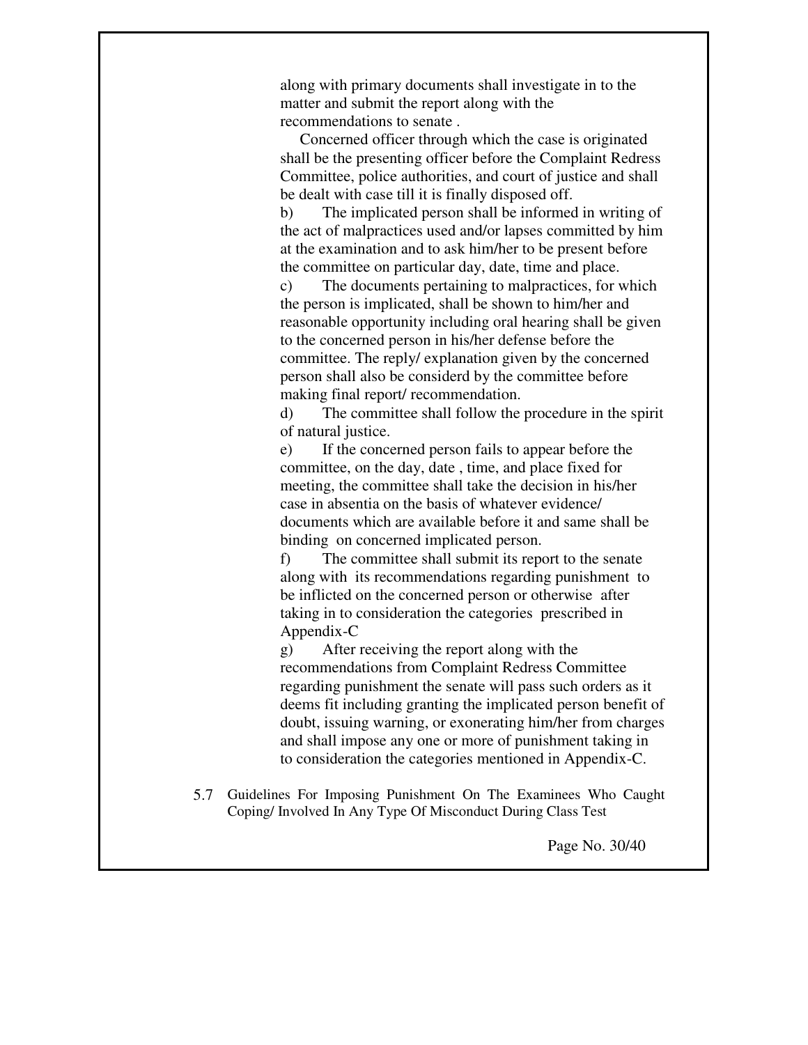along with primary documents shall investigate in to the matter and submit the report along with the recommendations to senate .

Concerned officer through which the case is originated shall be the presenting officer before the Complaint Redress Committee, police authorities, and court of justice and shall be dealt with case till it is finally disposed off.

b) The implicated person shall be informed in writing of the act of malpractices used and/or lapses committed by him at the examination and to ask him/her to be present before the committee on particular day, date, time and place.

c) The documents pertaining to malpractices, for which the person is implicated, shall be shown to him/her and reasonable opportunity including oral hearing shall be given to the concerned person in his/her defense before the committee. The reply/ explanation given by the concerned person shall also be considerd by the committee before making final report/ recommendation.

d) The committee shall follow the procedure in the spirit of natural justice.

e) If the concerned person fails to appear before the committee, on the day, date , time, and place fixed for meeting, the committee shall take the decision in his/her case in absentia on the basis of whatever evidence/ documents which are available before it and same shall be binding on concerned implicated person.

f) The committee shall submit its report to the senate along with its recommendations regarding punishment to be inflicted on the concerned person or otherwise after taking in to consideration the categories prescribed in Appendix-C

g) After receiving the report along with the recommendations from Complaint Redress Committee regarding punishment the senate will pass such orders as it deems fit including granting the implicated person benefit of doubt, issuing warning, or exonerating him/her from charges and shall impose any one or more of punishment taking in to consideration the categories mentioned in Appendix-C.

5.7 Guidelines For Imposing Punishment On The Examinees Who Caught Coping/ Involved In Any Type Of Misconduct During Class Test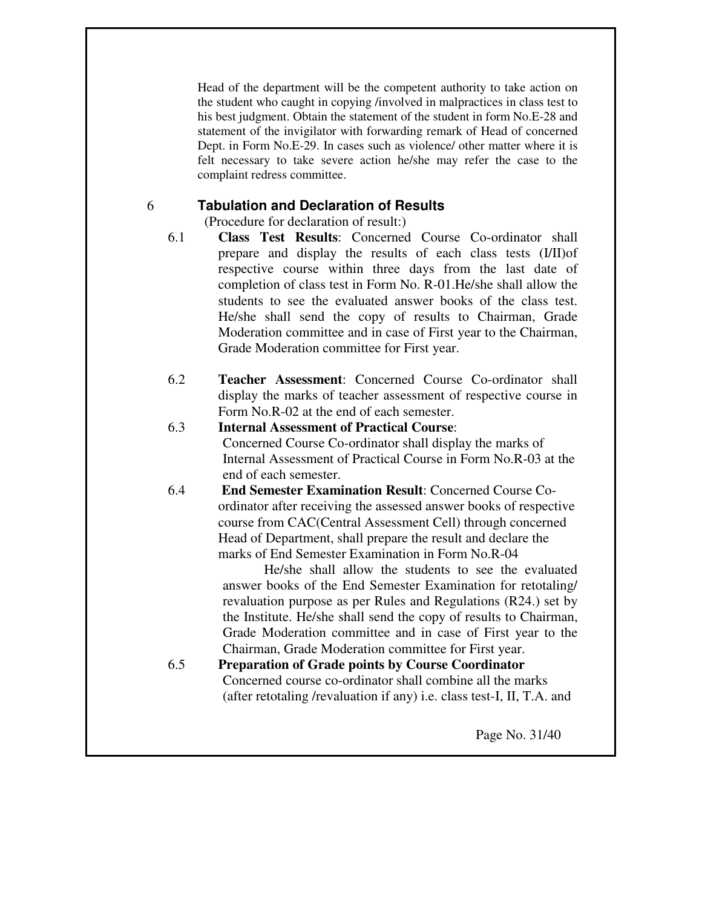Head of the department will be the competent authority to take action on the student who caught in copying /involved in malpractices in class test to his best judgment. Obtain the statement of the student in form No.E-28 and statement of the invigilator with forwarding remark of Head of concerned Dept. in Form No.E-29. In cases such as violence/ other matter where it is felt necessary to take severe action he/she may refer the case to the complaint redress committee.

## 6 Tabulation and Declaration of Results

(Procedure for declaration of result:)

6.1 **Class Test Results**: Concerned Course Co-ordinator shall prepare and display the results of each class tests (I/II)of respective course within three days from the last date of completion of class test in Form No. R-01.He/she shall allow the students to see the evaluated answer books of the class test. He/she shall send the copy of results to Chairman, Grade Moderation committee and in case of First year to the Chairman, Grade Moderation committee for First year.

6.2 **Teacher Assessment**: Concerned Course Co-ordinator shall display the marks of teacher assessment of respective course in Form No.R-02 at the end of each semester.

6.3 **Internal Assessment of Practical Course**:
Concerned Course Co-ordinator shall display the marks of Internal Assessment of Practical Course in Form No.R-03 at the end of each semester.

6.4 **End Semester Examination Result**: Concerned Course Co-ordinator after receiving the assessed answer books of respective course from CAC(Central Assessment Cell) through concerned Head of Department, shall prepare the result and declare the marks of End Semester Examination in Form No.R-04

He/she shall allow the students to see the evaluated answer books of the End Semester Examination for retotaling/ revaluation purpose as per Rules and Regulations (R24.) set by the Institute. He/she shall send the copy of results to Chairman, Grade Moderation committee and in case of First year to the Chairman, Grade Moderation committee for First year.

6.5 **Preparation of Grade points by Course Coordinator**
Concerned course co-ordinator shall combine all the marks (after retotaling /revaluation if any) i.e. class test-I, II, T.A. and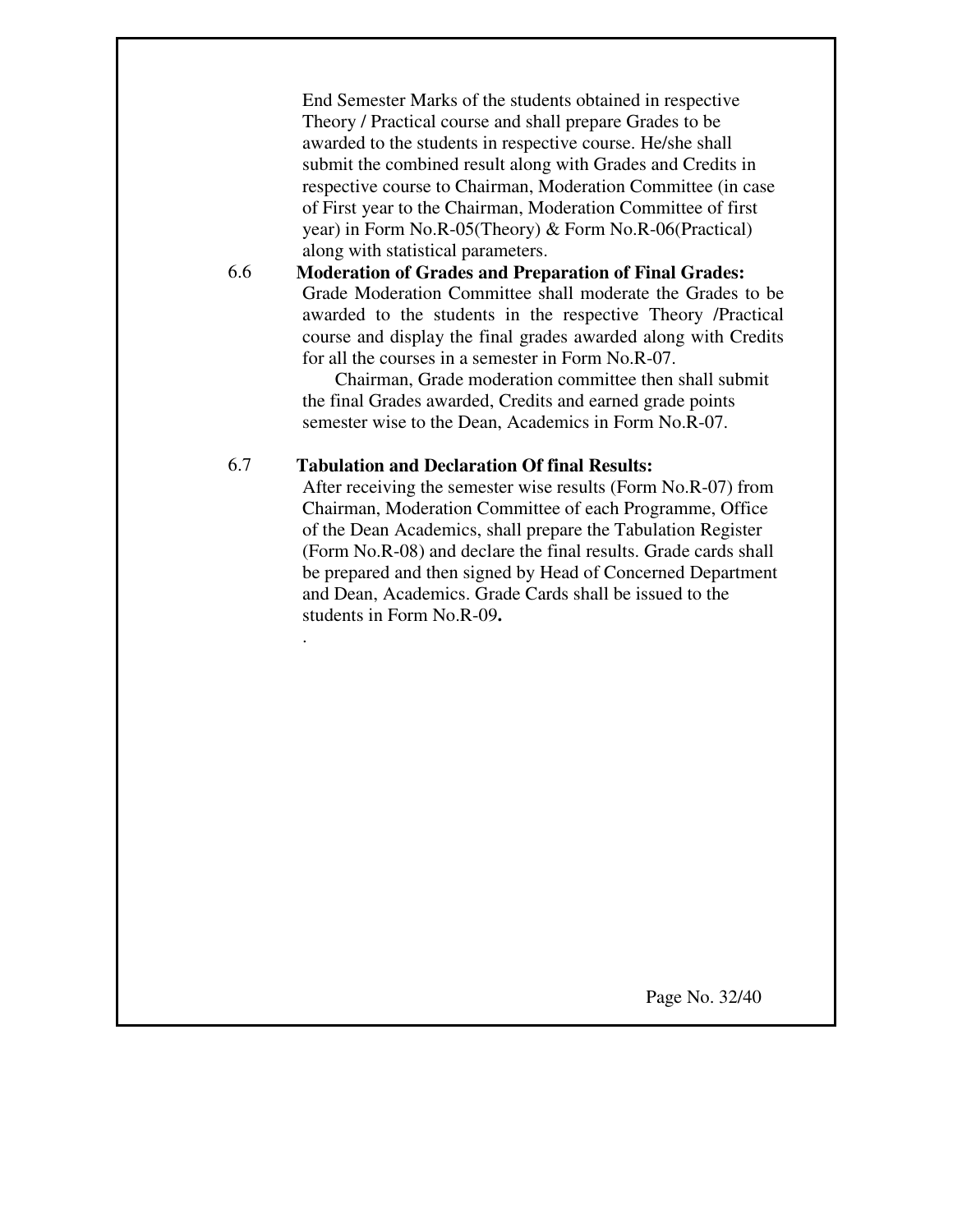End Semester Marks of the students obtained in respective Theory / Practical course and shall prepare Grades to be awarded to the students in respective course. He/she shall submit the combined result along with Grades and Credits in respective course to Chairman, Moderation Committee (in case of First year to the Chairman, Moderation Committee of first year) in Form No.R-05(Theory) & Form No.R-06(Practical) along with statistical parameters.

6.6 **Moderation of Grades and Preparation of Final Grades:**

Grade Moderation Committee shall moderate the Grades to be awarded to the students in the respective Theory /Practical course and display the final grades awarded along with Credits for all the courses in a semester in Form No.R-07.

Chairman, Grade moderation committee then shall submit the final Grades awarded, Credits and earned grade points semester wise to the Dean, Academics in Form No.R-07.

6.7 **Tabulation and Declaration Of final Results:**

After receiving the semester wise results (Form No.R-07) from Chairman, Moderation Committee of each Programme, Office of the Dean Academics, shall prepare the Tabulation Register (Form No.R-08) and declare the final results. Grade cards shall be prepared and then signed by Head of Concerned Department and Dean, Academics. Grade Cards shall be issued to the students in Form No.R-09**.**

.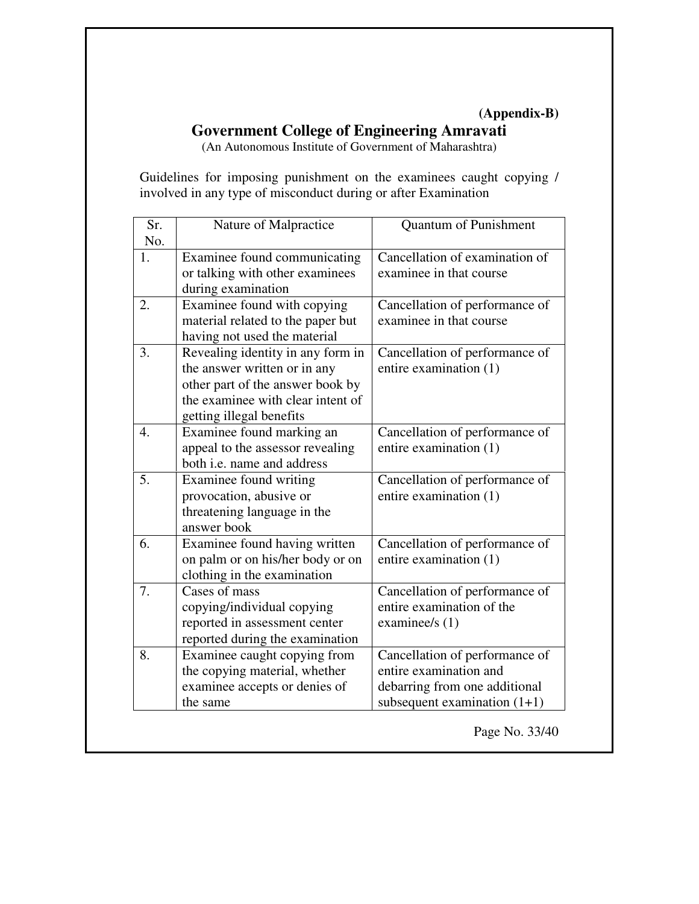**(Appendix-B)**

# Government College of Engineering Amravati

(An Autonomous Institute of Government of Maharashtra)

Guidelines for imposing punishment on the examinees caught copying / involved in any type of misconduct during or after Examination

| Sr. No. | Nature of Malpractice | Quantum of Punishment |
|---|---|---|
| 1. | Examinee found communicating or talking with other examinees during examination | Cancellation of examination of examinee in that course |
| 2. | Examinee found with copying material related to the paper but having not used the material | Cancellation of performance of examinee in that course |
| 3. | Revealing identity in any form in the answer written or in any other part of the answer book by the examinee with clear intent of getting illegal benefits | Cancellation of performance of entire examination (1) |
| 4. | Examinee found marking an appeal to the assessor revealing both i.e. name and address | Cancellation of performance of entire examination (1) |
| 5. | Examinee found writing provocation, abusive or threatening language in the answer book | Cancellation of performance of entire examination (1) |
| 6. | Examinee found having written on palm or on his/her body or on clothing in the examination | Cancellation of performance of entire examination (1) |
| 7. | Cases of mass copying/individual copying reported in assessment center reported during the examination | Cancellation of performance of entire examination of the examinee/s (1) |
| 8. | Examinee caught copying from the copying material, whether examinee accepts or denies of the same | Cancellation of performance of entire examination and debarring from one additional subsequent examination (1+1) |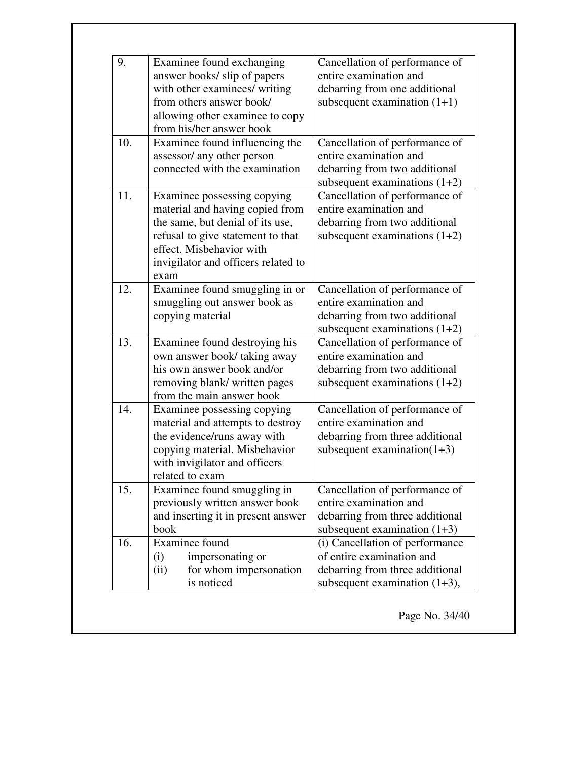| | | |
|---|---|---|
| 9. | Examinee found exchanging answer books/ slip of papers with other examinees/ writing from others answer book/ allowing other examinee to copy from his/her answer book | Cancellation of performance of entire examination and debarring from one additional subsequent examination (1+1) |
| 10. | Examinee found influencing the assessor/ any other person connected with the examination | Cancellation of performance of entire examination and debarring from two additional subsequent examinations (1+2) |
| 11. | Examinee possessing copying material and having copied from the same, but denial of its use, refusal to give statement to that effect. Misbehavior with invigilator and officers related to exam | Cancellation of performance of entire examination and debarring from two additional subsequent examinations (1+2) |
| 12. | Examinee found smuggling in or smuggling out answer book as copying material | Cancellation of performance of entire examination and debarring from two additional subsequent examinations (1+2) |
| 13. | Examinee found destroying his own answer book/ taking away his own answer book and/or removing blank/ written pages from the main answer book | Cancellation of performance of entire examination and debarring from two additional subsequent examinations (1+2) |
| 14. | Examinee possessing copying material and attempts to destroy the evidence/runs away with copying material. Misbehavior with invigilator and officers related to exam | Cancellation of performance of entire examination and debarring from three additional subsequent examination(1+3) |
| 15. | Examinee found smuggling in previously written answer book and inserting it in present answer book | Cancellation of performance of entire examination and debarring from three additional subsequent examination (1+3) |
| 16. | Examinee found<br>(i) impersonating or<br>(ii) for whom impersonation is noticed | (i) Cancellation of performance of entire examination and debarring from three additional subsequent examination (1+3), |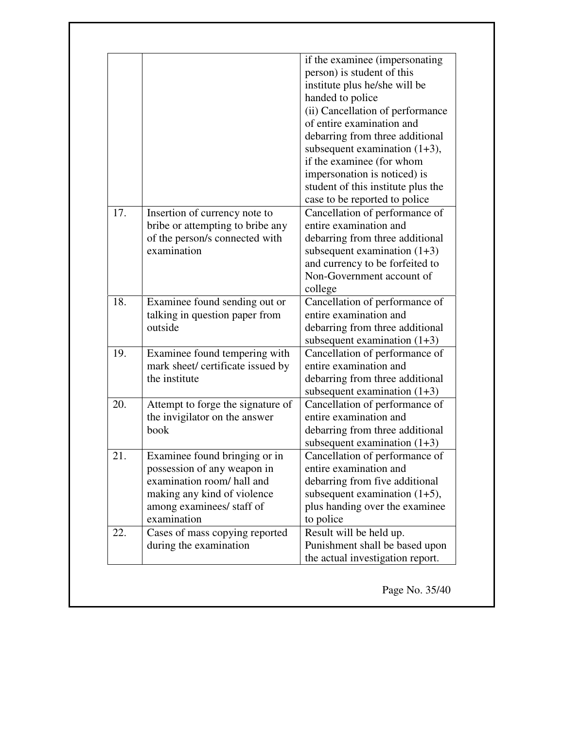| | | |
|---|---|---|
| | | if the examinee (impersonating person) is student of this institute plus he/she will be handed to police (ii) Cancellation of performance of entire examination and debarring from three additional subsequent examination (1+3), if the examinee (for whom impersonation is noticed) is student of this institute plus the case to be reported to police |
| 17. | Insertion of currency note to bribe or attempting to bribe any of the person/s connected with examination | Cancellation of performance of entire examination and debarring from three additional subsequent examination (1+3) and currency to be forfeited to Non-Government account of college |
| 18. | Examinee found sending out or talking in question paper from outside | Cancellation of performance of entire examination and debarring from three additional subsequent examination (1+3) |
| 19. | Examinee found tempering with mark sheet/ certificate issued by the institute | Cancellation of performance of entire examination and debarring from three additional subsequent examination (1+3) |
| 20. | Attempt to forge the signature of the invigilator on the answer book | Cancellation of performance of entire examination and debarring from three additional subsequent examination (1+3) |
| 21. | Examinee found bringing or in possession of any weapon in examination room/ hall and making any kind of violence among examinees/ staff of examination | Cancellation of performance of entire examination and debarring from five additional subsequent examination (1+5), plus handing over the examinee to police |
| 22. | Cases of mass copying reported during the examination | Result will be held up. Punishment shall be based upon the actual investigation report. |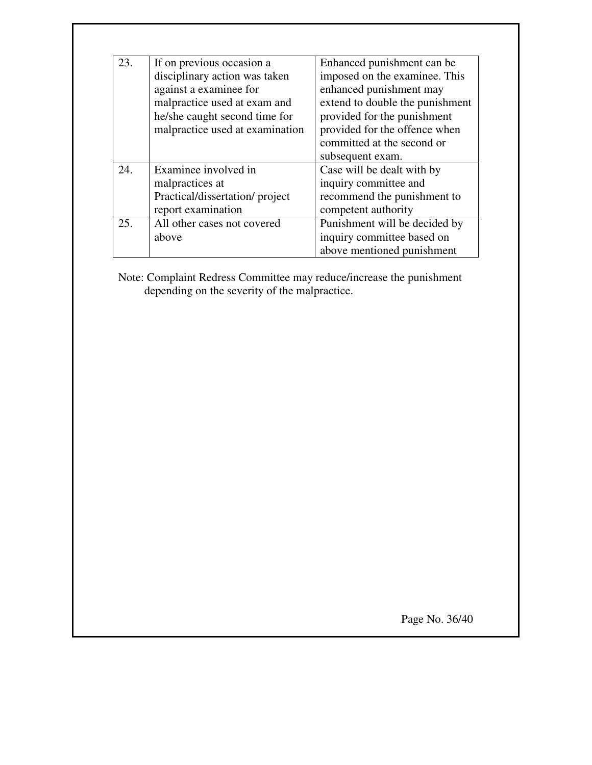| | | |
|---|---|---|
| 23. | If on previous occasion a disciplinary action was taken against a examinee for malpractice used at exam and he/she caught second time for malpractice used at examination | Enhanced punishment can be imposed on the examinee. This enhanced punishment may extend to double the punishment provided for the punishment provided for the offence when committed at the second or subsequent exam. |
| 24. | Examinee involved in malpractices at Practical/dissertation/ project report examination | Case will be dealt with by inquiry committee and recommend the punishment to competent authority |
| 25. | All other cases not covered above | Punishment will be decided by inquiry committee based on above mentioned punishment |

Note: Complaint Redress Committee may reduce/increase the punishment depending on the severity of the malpractice.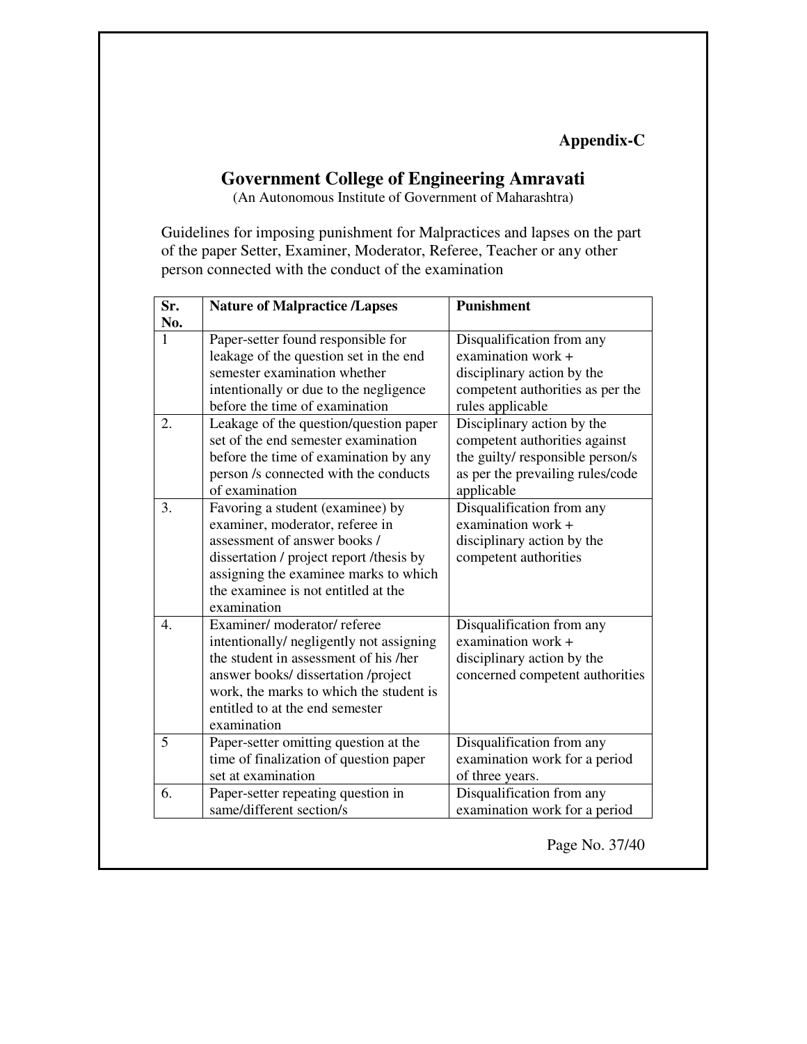**Appendix-C**

# Government College of Engineering Amravati

(An Autonomous Institute of Government of Maharashtra)

Guidelines for imposing punishment for Malpractices and lapses on the part of the paper Setter, Examiner, Moderator, Referee, Teacher or any other person connected with the conduct of the examination

| Sr. No. | Nature of Malpractice /Lapses | Punishment |
|---|---|---|
| 1 | Paper-setter found responsible for leakage of the question set in the end semester examination whether intentionally or due to the negligence before the time of examination | Disqualification from any examination work + disciplinary action by the competent authorities as per the rules applicable |
| 2. | Leakage of the question/question paper set of the end semester examination before the time of examination by any person /s connected with the conducts of examination | Disciplinary action by the competent authorities against the guilty/ responsible person/s as per the prevailing rules/code applicable |
| 3. | Favoring a student (examinee) by examiner, moderator, referee in assessment of answer books / dissertation / project report /thesis by assigning the examinee marks to which the examinee is not entitled at the examination | Disqualification from any examination work + disciplinary action by the competent authorities |
| 4. | Examiner/ moderator/ referee intentionally/ negligently not assigning the student in assessment of his /her answer books/ dissertation /project work, the marks to which the student is entitled to at the end semester examination | Disqualification from any examination work + disciplinary action by the concerned competent authorities |
| 5 | Paper-setter omitting question at the time of finalization of question paper set at examination | Disqualification from any examination work for a period of three years. |
| 6. | Paper-setter repeating question in same/different section/s | Disqualification from any examination work for a period |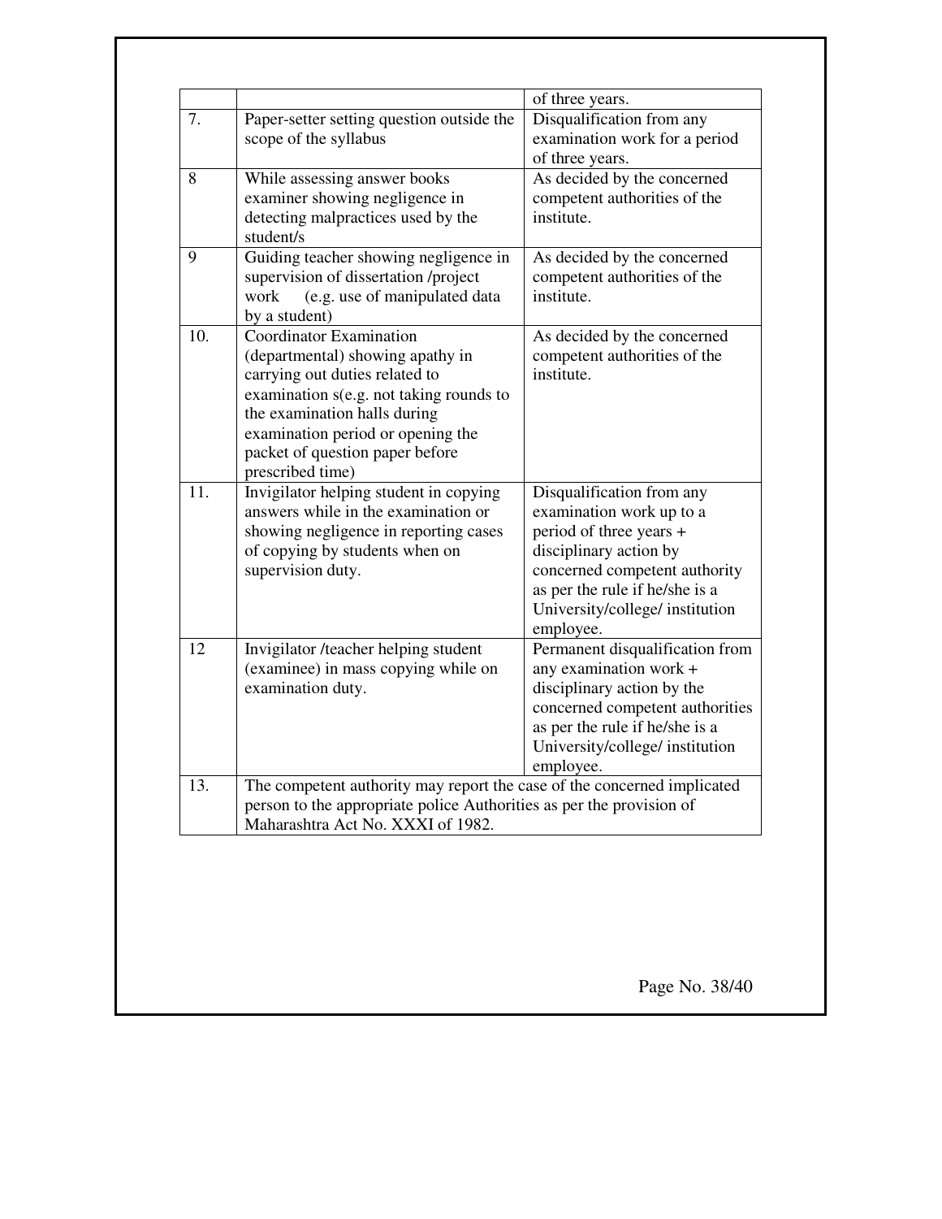|  |  | of three years. |
|---|---|---|
| 7. | Paper-setter setting question outside the scope of the syllabus | Disqualification from any examination work for a period of three years. |
| 8 | While assessing answer books examiner showing negligence in detecting malpractices used by the student/s | As decided by the concerned competent authorities of the institute. |
| 9 | Guiding teacher showing negligence in supervision of dissertation /project work (e.g. use of manipulated data by a student) | As decided by the concerned competent authorities of the institute. |
| 10. | Coordinator Examination (departmental) showing apathy in carrying out duties related to examination s(e.g. not taking rounds to the examination halls during examination period or opening the packet of question paper before prescribed time) | As decided by the concerned competent authorities of the institute. |
| 11. | Invigilator helping student in copying answers while in the examination or showing negligence in reporting cases of copying by students when on supervision duty. | Disqualification from any examination work up to a period of three years + disciplinary action by concerned competent authority as per the rule if he/she is a University/college/ institution employee. |
| 12 | Invigilator /teacher helping student (examinee) in mass copying while on examination duty. | Permanent disqualification from any examination work + disciplinary action by the concerned competent authorities as per the rule if he/she is a University/college/ institution employee. |
| 13. | The competent authority may report the case of the concerned implicated person to the appropriate police Authorities as per the provision of Maharashtra Act No. XXXI of 1982. |  |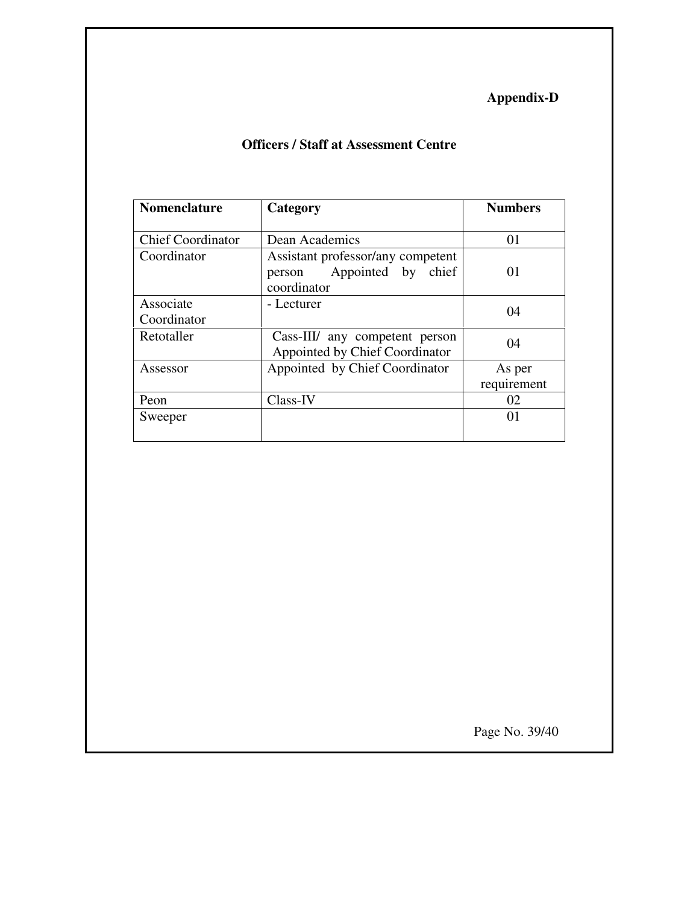**Appendix-D**

## Officers / Staff at Assessment Centre

| Nomenclature | Category | Numbers |
|---|---|---|
| Chief Coordinator | Dean Academics | 01 |
| Coordinator | Assistant professor/any competent person Appointed by chief coordinator | 01 |
| Associate Coordinator | - Lecturer | 04 |
| Retotaller | Cass-III/ any competent person Appointed by Chief Coordinator | 04 |
| Assessor | Appointed by Chief Coordinator | As per requirement |
| Peon | Class-IV | 02 |
| Sweeper | | 01 |